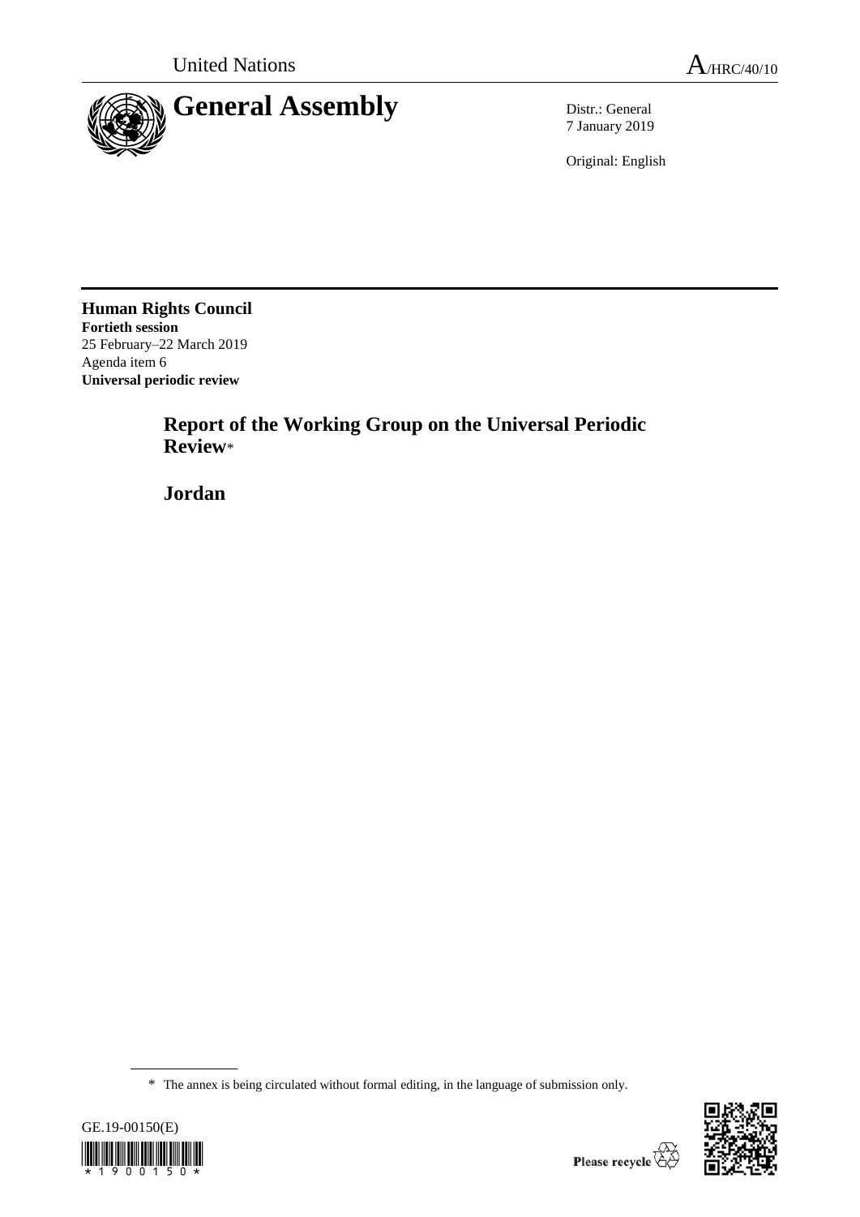United Nations

A/HRC/40/10

# General Assembly

Distr.: General
7 January 2019

Original: English

**Human Rights Council**
**Fortieth session**
25 February–22 March 2019
Agenda item 6
**Universal periodic review**

## Report of the Working Group on the Universal Periodic Review*

## Jordan

\* The annex is being circulated without formal editing, in the language of submission only.

GE.19-00150(E)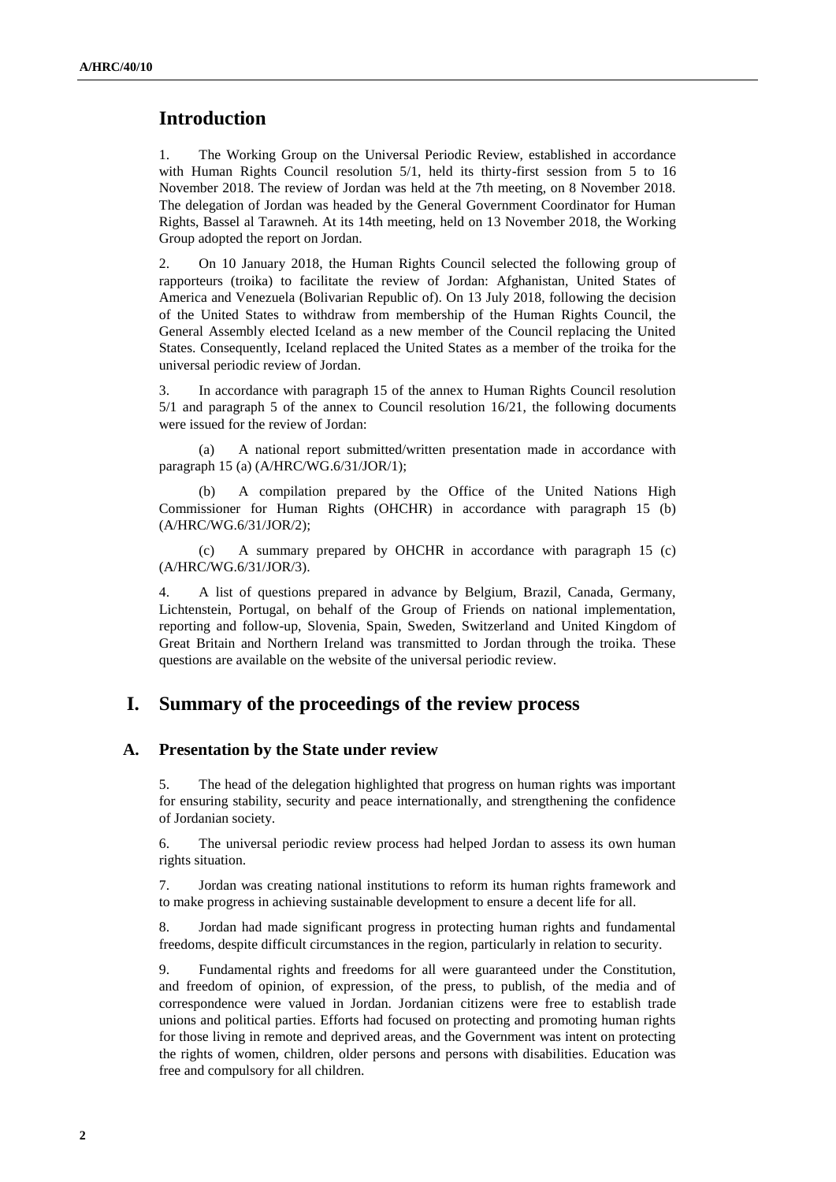# Introduction

1. The Working Group on the Universal Periodic Review, established in accordance with Human Rights Council resolution 5/1, held its thirty-first session from 5 to 16 November 2018. The review of Jordan was held at the 7th meeting, on 8 November 2018. The delegation of Jordan was headed by the General Government Coordinator for Human Rights, Bassel al Tarawneh. At its 14th meeting, held on 13 November 2018, the Working Group adopted the report on Jordan.

2. On 10 January 2018, the Human Rights Council selected the following group of rapporteurs (troika) to facilitate the review of Jordan: Afghanistan, United States of America and Venezuela (Bolivarian Republic of). On 13 July 2018, following the decision of the United States to withdraw from membership of the Human Rights Council, the General Assembly elected Iceland as a new member of the Council replacing the United States. Consequently, Iceland replaced the United States as a member of the troika for the universal periodic review of Jordan.

3. In accordance with paragraph 15 of the annex to Human Rights Council resolution 5/1 and paragraph 5 of the annex to Council resolution 16/21, the following documents were issued for the review of Jordan:

(a) A national report submitted/written presentation made in accordance with paragraph 15 (a) (A/HRC/WG.6/31/JOR/1);

(b) A compilation prepared by the Office of the United Nations High Commissioner for Human Rights (OHCHR) in accordance with paragraph 15 (b) (A/HRC/WG.6/31/JOR/2);

(c) A summary prepared by OHCHR in accordance with paragraph 15 (c) (A/HRC/WG.6/31/JOR/3).

4. A list of questions prepared in advance by Belgium, Brazil, Canada, Germany, Lichtenstein, Portugal, on behalf of the Group of Friends on national implementation, reporting and follow-up, Slovenia, Spain, Sweden, Switzerland and United Kingdom of Great Britain and Northern Ireland was transmitted to Jordan through the troika. These questions are available on the website of the universal periodic review.

# I. Summary of the proceedings of the review process

## A. Presentation by the State under review

5. The head of the delegation highlighted that progress on human rights was important for ensuring stability, security and peace internationally, and strengthening the confidence of Jordanian society.

6. The universal periodic review process had helped Jordan to assess its own human rights situation.

7. Jordan was creating national institutions to reform its human rights framework and to make progress in achieving sustainable development to ensure a decent life for all.

8. Jordan had made significant progress in protecting human rights and fundamental freedoms, despite difficult circumstances in the region, particularly in relation to security.

9. Fundamental rights and freedoms for all were guaranteed under the Constitution, and freedom of opinion, of expression, of the press, to publish, of the media and of correspondence were valued in Jordan. Jordanian citizens were free to establish trade unions and political parties. Efforts had focused on protecting and promoting human rights for those living in remote and deprived areas, and the Government was intent on protecting the rights of women, children, older persons and persons with disabilities. Education was free and compulsory for all children.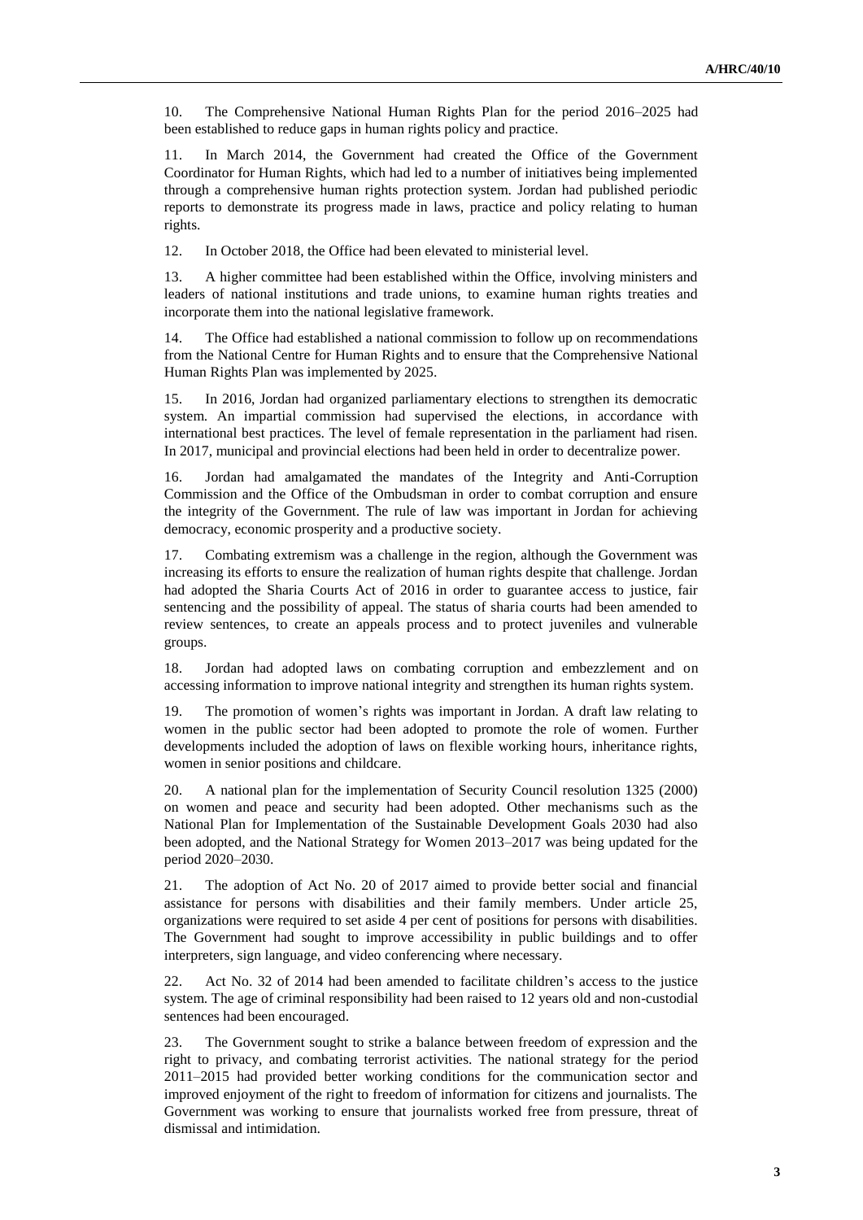10. The Comprehensive National Human Rights Plan for the period 2016–2025 had been established to reduce gaps in human rights policy and practice.

11. In March 2014, the Government had created the Office of the Government Coordinator for Human Rights, which had led to a number of initiatives being implemented through a comprehensive human rights protection system. Jordan had published periodic reports to demonstrate its progress made in laws, practice and policy relating to human rights.

12. In October 2018, the Office had been elevated to ministerial level.

13. A higher committee had been established within the Office, involving ministers and leaders of national institutions and trade unions, to examine human rights treaties and incorporate them into the national legislative framework.

14. The Office had established a national commission to follow up on recommendations from the National Centre for Human Rights and to ensure that the Comprehensive National Human Rights Plan was implemented by 2025.

15. In 2016, Jordan had organized parliamentary elections to strengthen its democratic system. An impartial commission had supervised the elections, in accordance with international best practices. The level of female representation in the parliament had risen. In 2017, municipal and provincial elections had been held in order to decentralize power.

16. Jordan had amalgamated the mandates of the Integrity and Anti-Corruption Commission and the Office of the Ombudsman in order to combat corruption and ensure the integrity of the Government. The rule of law was important in Jordan for achieving democracy, economic prosperity and a productive society.

17. Combating extremism was a challenge in the region, although the Government was increasing its efforts to ensure the realization of human rights despite that challenge. Jordan had adopted the Sharia Courts Act of 2016 in order to guarantee access to justice, fair sentencing and the possibility of appeal. The status of sharia courts had been amended to review sentences, to create an appeals process and to protect juveniles and vulnerable groups.

18. Jordan had adopted laws on combating corruption and embezzlement and on accessing information to improve national integrity and strengthen its human rights system.

19. The promotion of women's rights was important in Jordan. A draft law relating to women in the public sector had been adopted to promote the role of women. Further developments included the adoption of laws on flexible working hours, inheritance rights, women in senior positions and childcare.

20. A national plan for the implementation of Security Council resolution 1325 (2000) on women and peace and security had been adopted. Other mechanisms such as the National Plan for Implementation of the Sustainable Development Goals 2030 had also been adopted, and the National Strategy for Women 2013–2017 was being updated for the period 2020–2030.

21. The adoption of Act No. 20 of 2017 aimed to provide better social and financial assistance for persons with disabilities and their family members. Under article 25, organizations were required to set aside 4 per cent of positions for persons with disabilities. The Government had sought to improve accessibility in public buildings and to offer interpreters, sign language, and video conferencing where necessary.

22. Act No. 32 of 2014 had been amended to facilitate children's access to the justice system. The age of criminal responsibility had been raised to 12 years old and non-custodial sentences had been encouraged.

23. The Government sought to strike a balance between freedom of expression and the right to privacy, and combating terrorist activities. The national strategy for the period 2011–2015 had provided better working conditions for the communication sector and improved enjoyment of the right to freedom of information for citizens and journalists. The Government was working to ensure that journalists worked free from pressure, threat of dismissal and intimidation.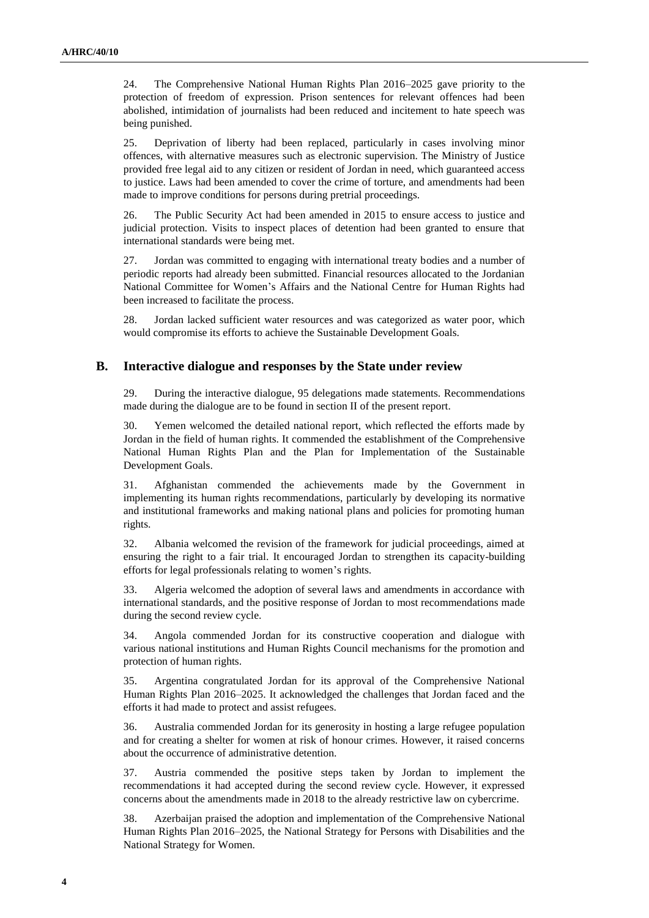24. The Comprehensive National Human Rights Plan 2016–2025 gave priority to the protection of freedom of expression. Prison sentences for relevant offences had been abolished, intimidation of journalists had been reduced and incitement to hate speech was being punished.

25. Deprivation of liberty had been replaced, particularly in cases involving minor offences, with alternative measures such as electronic supervision. The Ministry of Justice provided free legal aid to any citizen or resident of Jordan in need, which guaranteed access to justice. Laws had been amended to cover the crime of torture, and amendments had been made to improve conditions for persons during pretrial proceedings.

26. The Public Security Act had been amended in 2015 to ensure access to justice and judicial protection. Visits to inspect places of detention had been granted to ensure that international standards were being met.

27. Jordan was committed to engaging with international treaty bodies and a number of periodic reports had already been submitted. Financial resources allocated to the Jordanian National Committee for Women's Affairs and the National Centre for Human Rights had been increased to facilitate the process.

28. Jordan lacked sufficient water resources and was categorized as water poor, which would compromise its efforts to achieve the Sustainable Development Goals.

## B. Interactive dialogue and responses by the State under review

29. During the interactive dialogue, 95 delegations made statements. Recommendations made during the dialogue are to be found in section II of the present report.

30. Yemen welcomed the detailed national report, which reflected the efforts made by Jordan in the field of human rights. It commended the establishment of the Comprehensive National Human Rights Plan and the Plan for Implementation of the Sustainable Development Goals.

31. Afghanistan commended the achievements made by the Government in implementing its human rights recommendations, particularly by developing its normative and institutional frameworks and making national plans and policies for promoting human rights.

32. Albania welcomed the revision of the framework for judicial proceedings, aimed at ensuring the right to a fair trial. It encouraged Jordan to strengthen its capacity-building efforts for legal professionals relating to women's rights.

33. Algeria welcomed the adoption of several laws and amendments in accordance with international standards, and the positive response of Jordan to most recommendations made during the second review cycle.

34. Angola commended Jordan for its constructive cooperation and dialogue with various national institutions and Human Rights Council mechanisms for the promotion and protection of human rights.

35. Argentina congratulated Jordan for its approval of the Comprehensive National Human Rights Plan 2016–2025. It acknowledged the challenges that Jordan faced and the efforts it had made to protect and assist refugees.

36. Australia commended Jordan for its generosity in hosting a large refugee population and for creating a shelter for women at risk of honour crimes. However, it raised concerns about the occurrence of administrative detention.

37. Austria commended the positive steps taken by Jordan to implement the recommendations it had accepted during the second review cycle. However, it expressed concerns about the amendments made in 2018 to the already restrictive law on cybercrime.

38. Azerbaijan praised the adoption and implementation of the Comprehensive National Human Rights Plan 2016–2025, the National Strategy for Persons with Disabilities and the National Strategy for Women.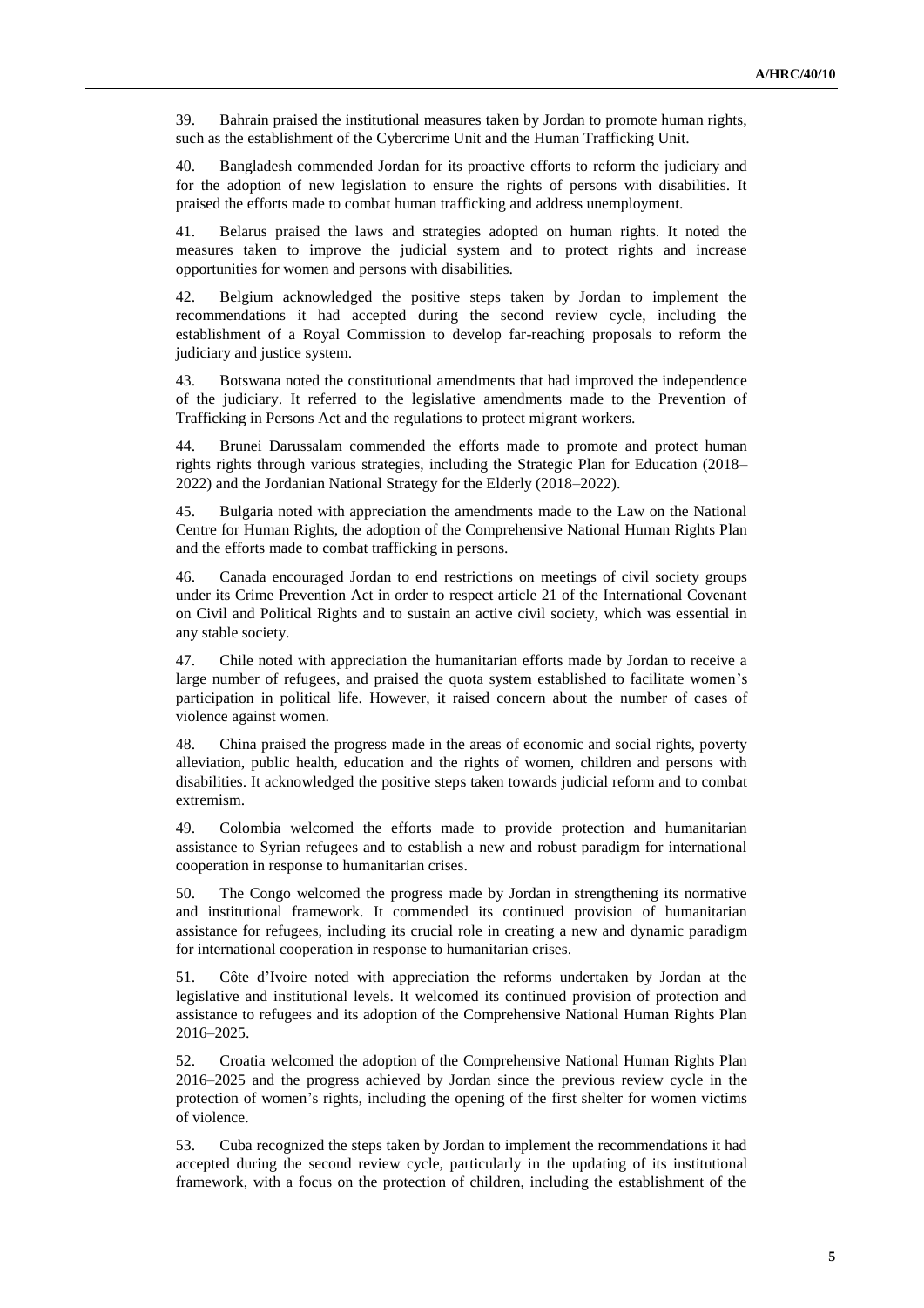39. Bahrain praised the institutional measures taken by Jordan to promote human rights, such as the establishment of the Cybercrime Unit and the Human Trafficking Unit.

40. Bangladesh commended Jordan for its proactive efforts to reform the judiciary and for the adoption of new legislation to ensure the rights of persons with disabilities. It praised the efforts made to combat human trafficking and address unemployment.

41. Belarus praised the laws and strategies adopted on human rights. It noted the measures taken to improve the judicial system and to protect rights and increase opportunities for women and persons with disabilities.

42. Belgium acknowledged the positive steps taken by Jordan to implement the recommendations it had accepted during the second review cycle, including the establishment of a Royal Commission to develop far-reaching proposals to reform the judiciary and justice system.

43. Botswana noted the constitutional amendments that had improved the independence of the judiciary. It referred to the legislative amendments made to the Prevention of Trafficking in Persons Act and the regulations to protect migrant workers.

44. Brunei Darussalam commended the efforts made to promote and protect human rights rights through various strategies, including the Strategic Plan for Education (2018–2022) and the Jordanian National Strategy for the Elderly (2018–2022).

45. Bulgaria noted with appreciation the amendments made to the Law on the National Centre for Human Rights, the adoption of the Comprehensive National Human Rights Plan and the efforts made to combat trafficking in persons.

46. Canada encouraged Jordan to end restrictions on meetings of civil society groups under its Crime Prevention Act in order to respect article 21 of the International Covenant on Civil and Political Rights and to sustain an active civil society, which was essential in any stable society.

47. Chile noted with appreciation the humanitarian efforts made by Jordan to receive a large number of refugees, and praised the quota system established to facilitate women's participation in political life. However, it raised concern about the number of cases of violence against women.

48. China praised the progress made in the areas of economic and social rights, poverty alleviation, public health, education and the rights of women, children and persons with disabilities. It acknowledged the positive steps taken towards judicial reform and to combat extremism.

49. Colombia welcomed the efforts made to provide protection and humanitarian assistance to Syrian refugees and to establish a new and robust paradigm for international cooperation in response to humanitarian crises.

50. The Congo welcomed the progress made by Jordan in strengthening its normative and institutional framework. It commended its continued provision of humanitarian assistance for refugees, including its crucial role in creating a new and dynamic paradigm for international cooperation in response to humanitarian crises.

51. Côte d'Ivoire noted with appreciation the reforms undertaken by Jordan at the legislative and institutional levels. It welcomed its continued provision of protection and assistance to refugees and its adoption of the Comprehensive National Human Rights Plan 2016–2025.

52. Croatia welcomed the adoption of the Comprehensive National Human Rights Plan 2016–2025 and the progress achieved by Jordan since the previous review cycle in the protection of women's rights, including the opening of the first shelter for women victims of violence.

53. Cuba recognized the steps taken by Jordan to implement the recommendations it had accepted during the second review cycle, particularly in the updating of its institutional framework, with a focus on the protection of children, including the establishment of the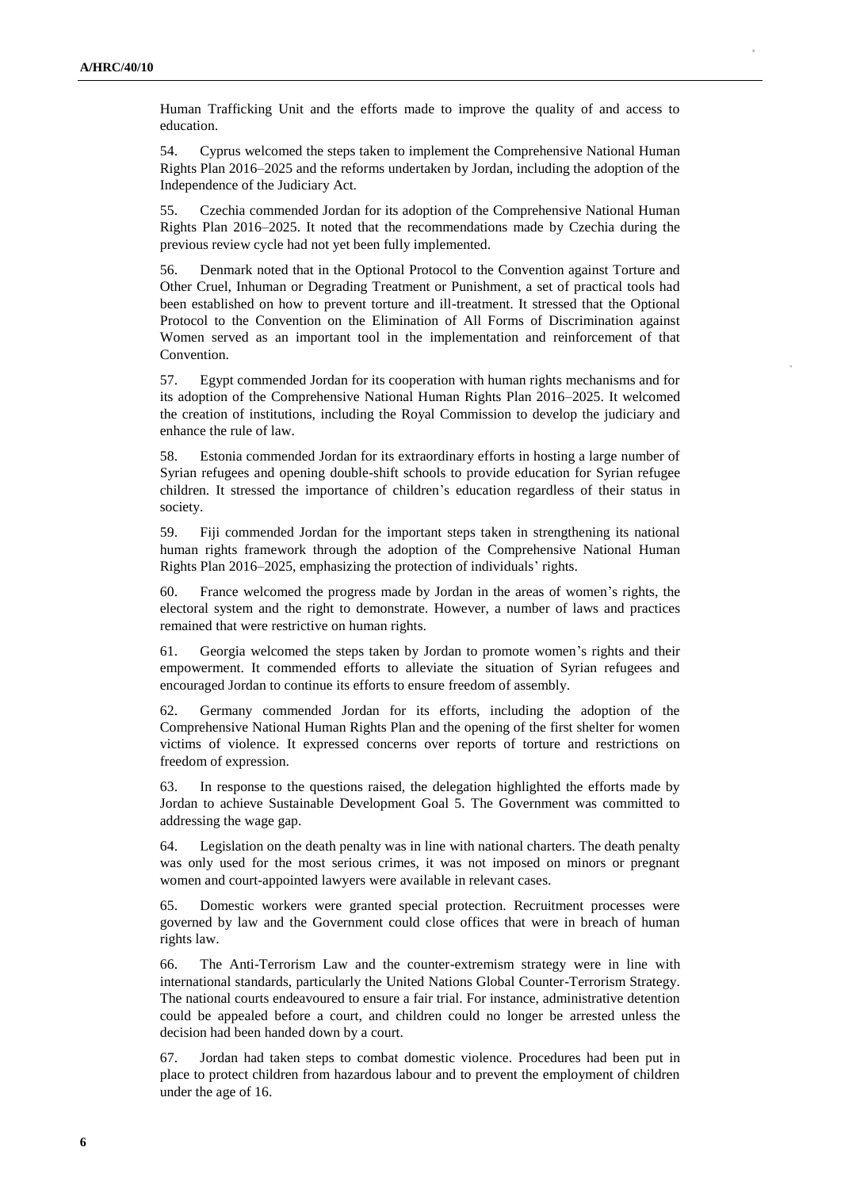Human Trafficking Unit and the efforts made to improve the quality of and access to education.

54. Cyprus welcomed the steps taken to implement the Comprehensive National Human Rights Plan 2016–2025 and the reforms undertaken by Jordan, including the adoption of the Independence of the Judiciary Act.

55. Czechia commended Jordan for its adoption of the Comprehensive National Human Rights Plan 2016–2025. It noted that the recommendations made by Czechia during the previous review cycle had not yet been fully implemented.

56. Denmark noted that in the Optional Protocol to the Convention against Torture and Other Cruel, Inhuman or Degrading Treatment or Punishment, a set of practical tools had been established on how to prevent torture and ill-treatment. It stressed that the Optional Protocol to the Convention on the Elimination of All Forms of Discrimination against Women served as an important tool in the implementation and reinforcement of that Convention.

57. Egypt commended Jordan for its cooperation with human rights mechanisms and for its adoption of the Comprehensive National Human Rights Plan 2016–2025. It welcomed the creation of institutions, including the Royal Commission to develop the judiciary and enhance the rule of law.

58. Estonia commended Jordan for its extraordinary efforts in hosting a large number of Syrian refugees and opening double-shift schools to provide education for Syrian refugee children. It stressed the importance of children's education regardless of their status in society.

59. Fiji commended Jordan for the important steps taken in strengthening its national human rights framework through the adoption of the Comprehensive National Human Rights Plan 2016–2025, emphasizing the protection of individuals' rights.

60. France welcomed the progress made by Jordan in the areas of women's rights, the electoral system and the right to demonstrate. However, a number of laws and practices remained that were restrictive on human rights.

61. Georgia welcomed the steps taken by Jordan to promote women's rights and their empowerment. It commended efforts to alleviate the situation of Syrian refugees and encouraged Jordan to continue its efforts to ensure freedom of assembly.

62. Germany commended Jordan for its efforts, including the adoption of the Comprehensive National Human Rights Plan and the opening of the first shelter for women victims of violence. It expressed concerns over reports of torture and restrictions on freedom of expression.

63. In response to the questions raised, the delegation highlighted the efforts made by Jordan to achieve Sustainable Development Goal 5. The Government was committed to addressing the wage gap.

64. Legislation on the death penalty was in line with national charters. The death penalty was only used for the most serious crimes, it was not imposed on minors or pregnant women and court-appointed lawyers were available in relevant cases.

65. Domestic workers were granted special protection. Recruitment processes were governed by law and the Government could close offices that were in breach of human rights law.

66. The Anti-Terrorism Law and the counter-extremism strategy were in line with international standards, particularly the United Nations Global Counter-Terrorism Strategy. The national courts endeavoured to ensure a fair trial. For instance, administrative detention could be appealed before a court, and children could no longer be arrested unless the decision had been handed down by a court.

67. Jordan had taken steps to combat domestic violence. Procedures had been put in place to protect children from hazardous labour and to prevent the employment of children under the age of 16.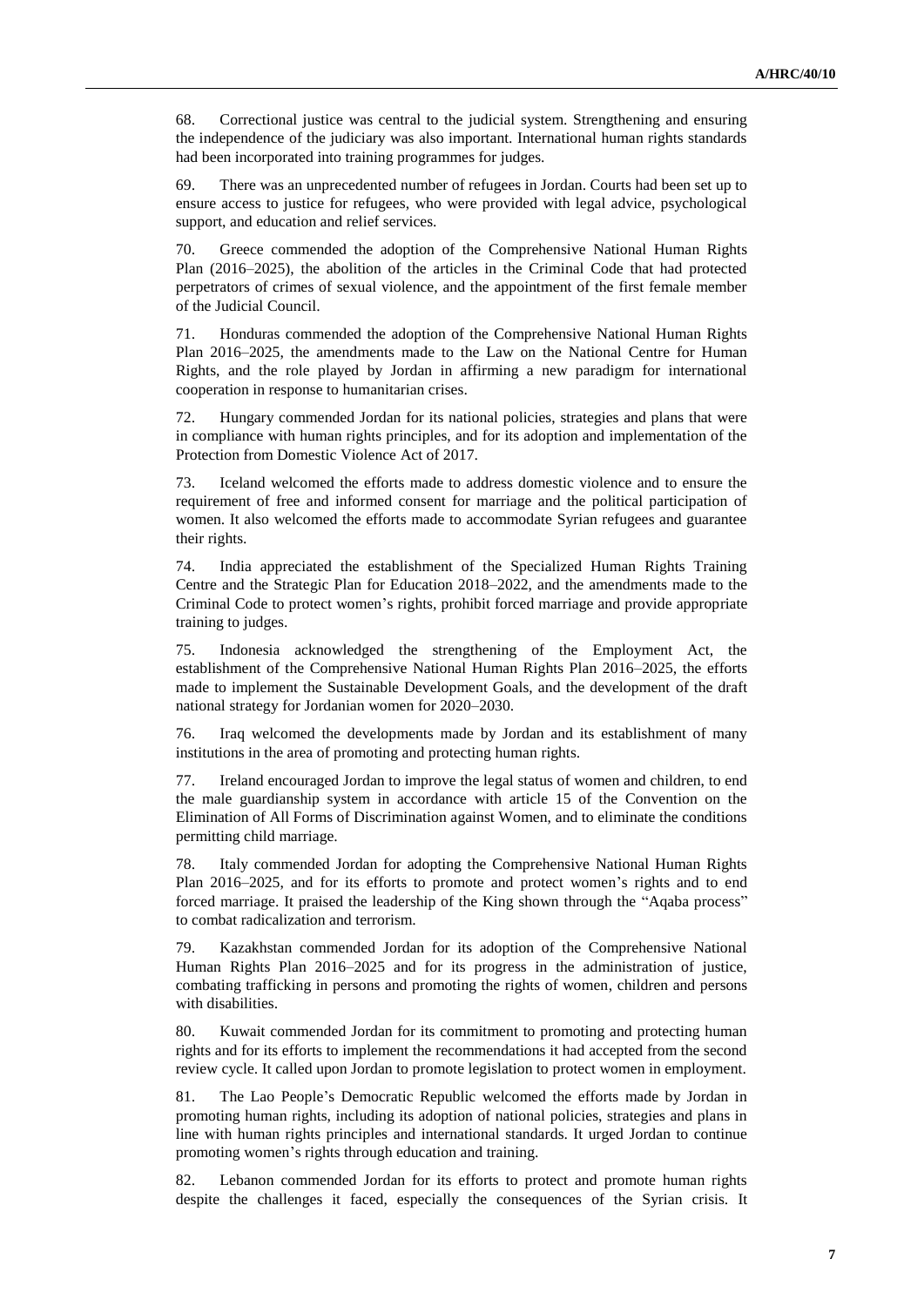68. Correctional justice was central to the judicial system. Strengthening and ensuring the independence of the judiciary was also important. International human rights standards had been incorporated into training programmes for judges.

69. There was an unprecedented number of refugees in Jordan. Courts had been set up to ensure access to justice for refugees, who were provided with legal advice, psychological support, and education and relief services.

70. Greece commended the adoption of the Comprehensive National Human Rights Plan (2016–2025), the abolition of the articles in the Criminal Code that had protected perpetrators of crimes of sexual violence, and the appointment of the first female member of the Judicial Council.

71. Honduras commended the adoption of the Comprehensive National Human Rights Plan 2016–2025, the amendments made to the Law on the National Centre for Human Rights, and the role played by Jordan in affirming a new paradigm for international cooperation in response to humanitarian crises.

72. Hungary commended Jordan for its national policies, strategies and plans that were in compliance with human rights principles, and for its adoption and implementation of the Protection from Domestic Violence Act of 2017.

73. Iceland welcomed the efforts made to address domestic violence and to ensure the requirement of free and informed consent for marriage and the political participation of women. It also welcomed the efforts made to accommodate Syrian refugees and guarantee their rights.

74. India appreciated the establishment of the Specialized Human Rights Training Centre and the Strategic Plan for Education 2018–2022, and the amendments made to the Criminal Code to protect women's rights, prohibit forced marriage and provide appropriate training to judges.

75. Indonesia acknowledged the strengthening of the Employment Act, the establishment of the Comprehensive National Human Rights Plan 2016–2025, the efforts made to implement the Sustainable Development Goals, and the development of the draft national strategy for Jordanian women for 2020–2030.

76. Iraq welcomed the developments made by Jordan and its establishment of many institutions in the area of promoting and protecting human rights.

77. Ireland encouraged Jordan to improve the legal status of women and children, to end the male guardianship system in accordance with article 15 of the Convention on the Elimination of All Forms of Discrimination against Women, and to eliminate the conditions permitting child marriage.

78. Italy commended Jordan for adopting the Comprehensive National Human Rights Plan 2016–2025, and for its efforts to promote and protect women's rights and to end forced marriage. It praised the leadership of the King shown through the "Aqaba process" to combat radicalization and terrorism.

79. Kazakhstan commended Jordan for its adoption of the Comprehensive National Human Rights Plan 2016–2025 and for its progress in the administration of justice, combating trafficking in persons and promoting the rights of women, children and persons with disabilities.

80. Kuwait commended Jordan for its commitment to promoting and protecting human rights and for its efforts to implement the recommendations it had accepted from the second review cycle. It called upon Jordan to promote legislation to protect women in employment.

81. The Lao People's Democratic Republic welcomed the efforts made by Jordan in promoting human rights, including its adoption of national policies, strategies and plans in line with human rights principles and international standards. It urged Jordan to continue promoting women's rights through education and training.

82. Lebanon commended Jordan for its efforts to protect and promote human rights despite the challenges it faced, especially the consequences of the Syrian crisis. It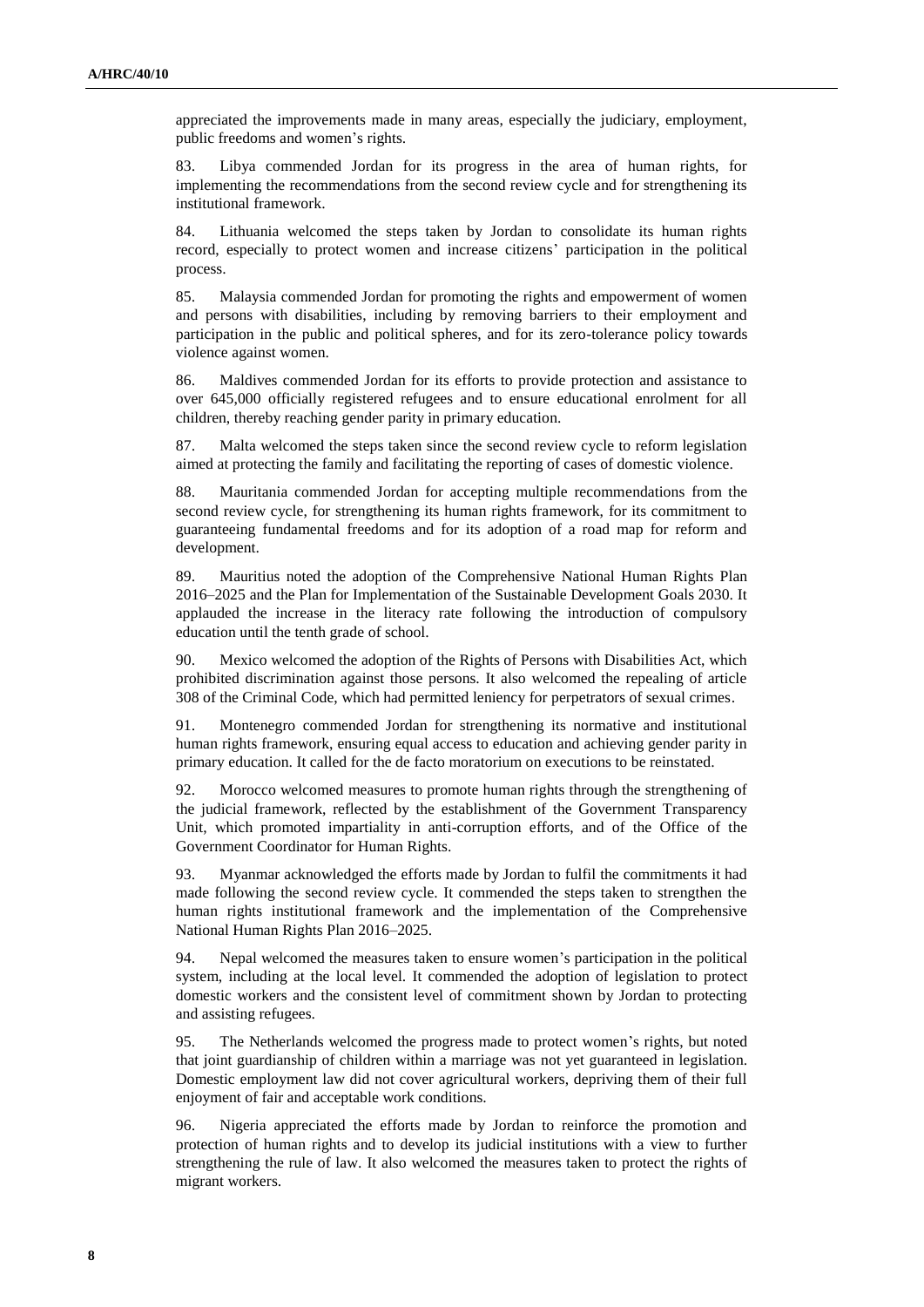appreciated the improvements made in many areas, especially the judiciary, employment, public freedoms and women's rights.

83. Libya commended Jordan for its progress in the area of human rights, for implementing the recommendations from the second review cycle and for strengthening its institutional framework.

84. Lithuania welcomed the steps taken by Jordan to consolidate its human rights record, especially to protect women and increase citizens' participation in the political process.

85. Malaysia commended Jordan for promoting the rights and empowerment of women and persons with disabilities, including by removing barriers to their employment and participation in the public and political spheres, and for its zero-tolerance policy towards violence against women.

86. Maldives commended Jordan for its efforts to provide protection and assistance to over 645,000 officially registered refugees and to ensure educational enrolment for all children, thereby reaching gender parity in primary education.

87. Malta welcomed the steps taken since the second review cycle to reform legislation aimed at protecting the family and facilitating the reporting of cases of domestic violence.

88. Mauritania commended Jordan for accepting multiple recommendations from the second review cycle, for strengthening its human rights framework, for its commitment to guaranteeing fundamental freedoms and for its adoption of a road map for reform and development.

89. Mauritius noted the adoption of the Comprehensive National Human Rights Plan 2016–2025 and the Plan for Implementation of the Sustainable Development Goals 2030. It applauded the increase in the literacy rate following the introduction of compulsory education until the tenth grade of school.

90. Mexico welcomed the adoption of the Rights of Persons with Disabilities Act, which prohibited discrimination against those persons. It also welcomed the repealing of article 308 of the Criminal Code, which had permitted leniency for perpetrators of sexual crimes.

91. Montenegro commended Jordan for strengthening its normative and institutional human rights framework, ensuring equal access to education and achieving gender parity in primary education. It called for the de facto moratorium on executions to be reinstated.

92. Morocco welcomed measures to promote human rights through the strengthening of the judicial framework, reflected by the establishment of the Government Transparency Unit, which promoted impartiality in anti-corruption efforts, and of the Office of the Government Coordinator for Human Rights.

93. Myanmar acknowledged the efforts made by Jordan to fulfil the commitments it had made following the second review cycle. It commended the steps taken to strengthen the human rights institutional framework and the implementation of the Comprehensive National Human Rights Plan 2016–2025.

94. Nepal welcomed the measures taken to ensure women's participation in the political system, including at the local level. It commended the adoption of legislation to protect domestic workers and the consistent level of commitment shown by Jordan to protecting and assisting refugees.

95. The Netherlands welcomed the progress made to protect women's rights, but noted that joint guardianship of children within a marriage was not yet guaranteed in legislation. Domestic employment law did not cover agricultural workers, depriving them of their full enjoyment of fair and acceptable work conditions.

96. Nigeria appreciated the efforts made by Jordan to reinforce the promotion and protection of human rights and to develop its judicial institutions with a view to further strengthening the rule of law. It also welcomed the measures taken to protect the rights of migrant workers.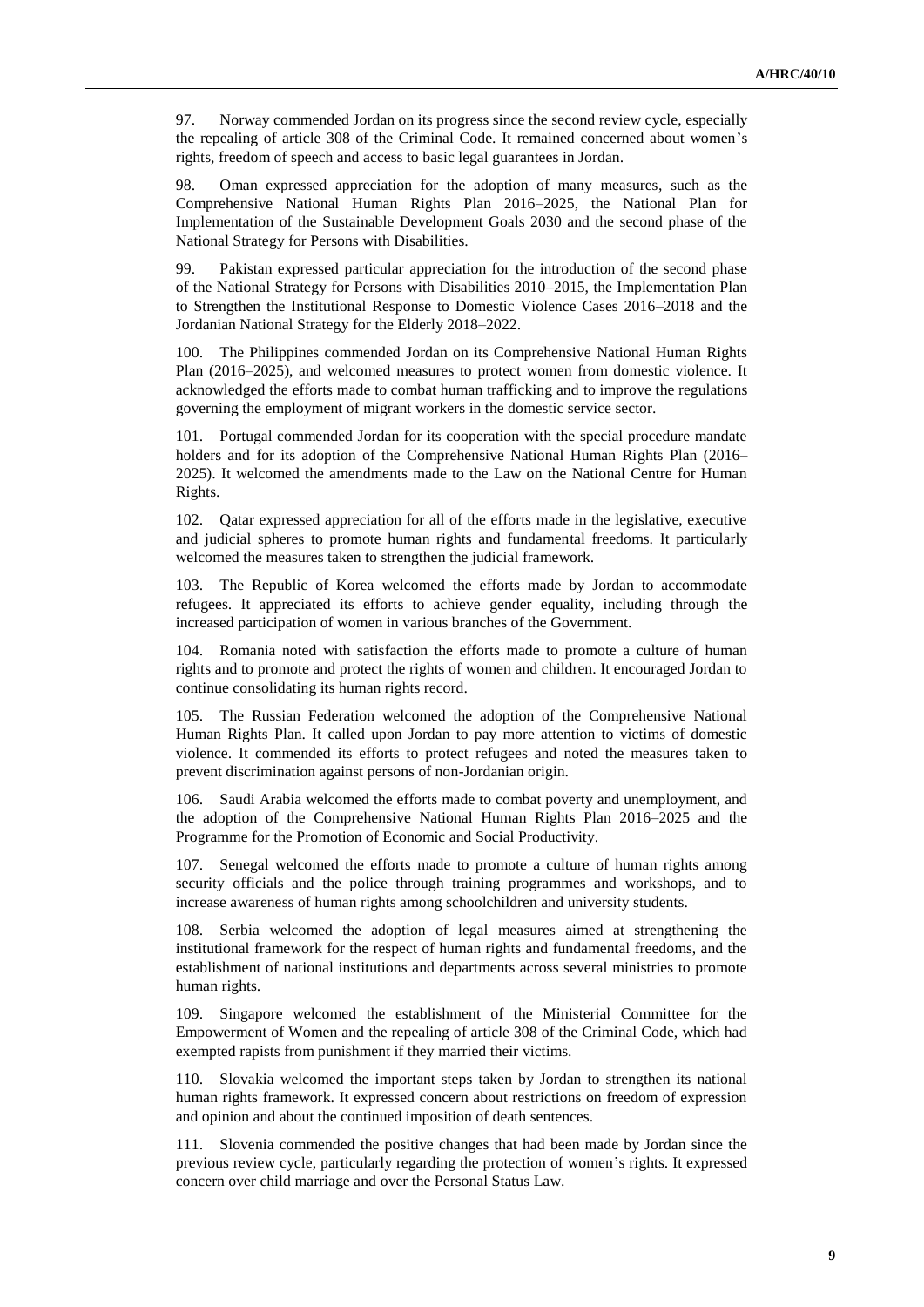97. Norway commended Jordan on its progress since the second review cycle, especially the repealing of article 308 of the Criminal Code. It remained concerned about women's rights, freedom of speech and access to basic legal guarantees in Jordan.

98. Oman expressed appreciation for the adoption of many measures, such as the Comprehensive National Human Rights Plan 2016–2025, the National Plan for Implementation of the Sustainable Development Goals 2030 and the second phase of the National Strategy for Persons with Disabilities.

99. Pakistan expressed particular appreciation for the introduction of the second phase of the National Strategy for Persons with Disabilities 2010–2015, the Implementation Plan to Strengthen the Institutional Response to Domestic Violence Cases 2016–2018 and the Jordanian National Strategy for the Elderly 2018–2022.

100. The Philippines commended Jordan on its Comprehensive National Human Rights Plan (2016–2025), and welcomed measures to protect women from domestic violence. It acknowledged the efforts made to combat human trafficking and to improve the regulations governing the employment of migrant workers in the domestic service sector.

101. Portugal commended Jordan for its cooperation with the special procedure mandate holders and for its adoption of the Comprehensive National Human Rights Plan (2016–2025). It welcomed the amendments made to the Law on the National Centre for Human Rights.

102. Qatar expressed appreciation for all of the efforts made in the legislative, executive and judicial spheres to promote human rights and fundamental freedoms. It particularly welcomed the measures taken to strengthen the judicial framework.

103. The Republic of Korea welcomed the efforts made by Jordan to accommodate refugees. It appreciated its efforts to achieve gender equality, including through the increased participation of women in various branches of the Government.

104. Romania noted with satisfaction the efforts made to promote a culture of human rights and to promote and protect the rights of women and children. It encouraged Jordan to continue consolidating its human rights record.

105. The Russian Federation welcomed the adoption of the Comprehensive National Human Rights Plan. It called upon Jordan to pay more attention to victims of domestic violence. It commended its efforts to protect refugees and noted the measures taken to prevent discrimination against persons of non-Jordanian origin.

106. Saudi Arabia welcomed the efforts made to combat poverty and unemployment, and the adoption of the Comprehensive National Human Rights Plan 2016–2025 and the Programme for the Promotion of Economic and Social Productivity.

107. Senegal welcomed the efforts made to promote a culture of human rights among security officials and the police through training programmes and workshops, and to increase awareness of human rights among schoolchildren and university students.

108. Serbia welcomed the adoption of legal measures aimed at strengthening the institutional framework for the respect of human rights and fundamental freedoms, and the establishment of national institutions and departments across several ministries to promote human rights.

109. Singapore welcomed the establishment of the Ministerial Committee for the Empowerment of Women and the repealing of article 308 of the Criminal Code, which had exempted rapists from punishment if they married their victims.

110. Slovakia welcomed the important steps taken by Jordan to strengthen its national human rights framework. It expressed concern about restrictions on freedom of expression and opinion and about the continued imposition of death sentences.

111. Slovenia commended the positive changes that had been made by Jordan since the previous review cycle, particularly regarding the protection of women's rights. It expressed concern over child marriage and over the Personal Status Law.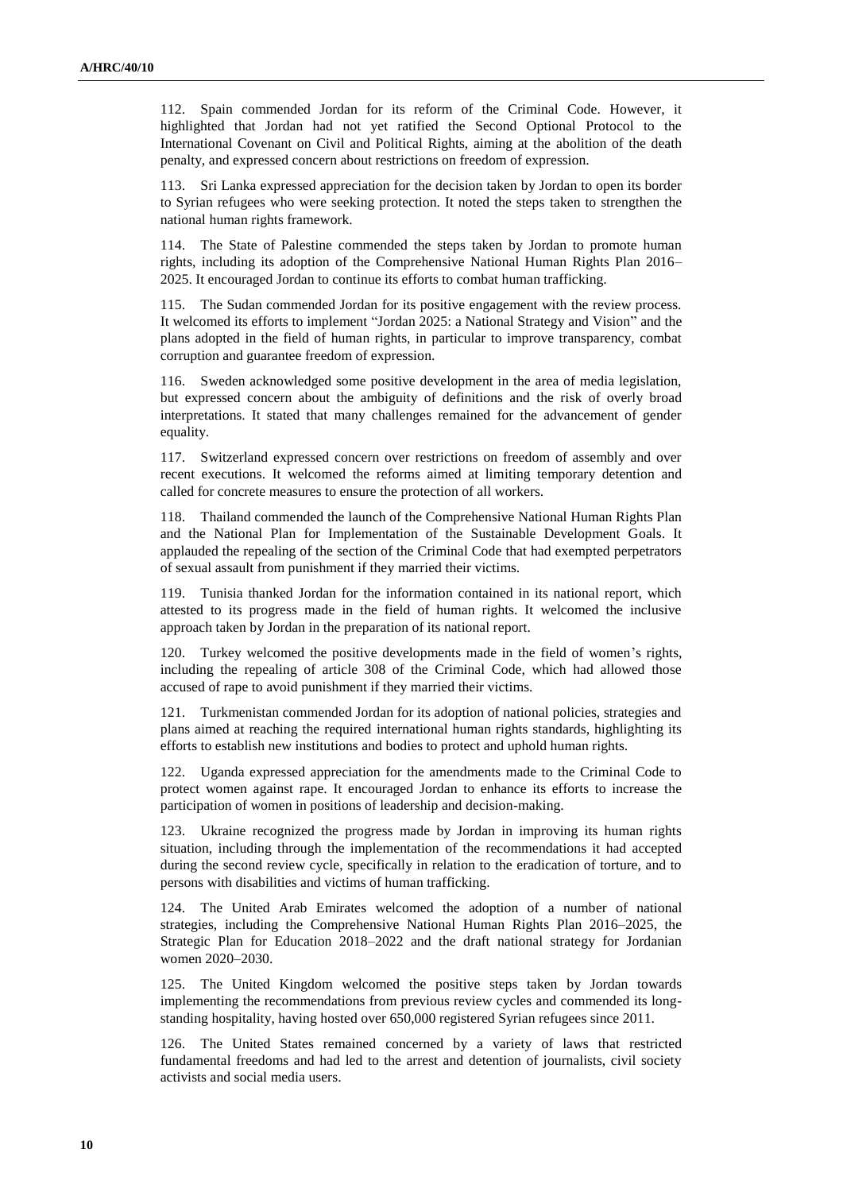112. Spain commended Jordan for its reform of the Criminal Code. However, it highlighted that Jordan had not yet ratified the Second Optional Protocol to the International Covenant on Civil and Political Rights, aiming at the abolition of the death penalty, and expressed concern about restrictions on freedom of expression.

113. Sri Lanka expressed appreciation for the decision taken by Jordan to open its border to Syrian refugees who were seeking protection. It noted the steps taken to strengthen the national human rights framework.

114. The State of Palestine commended the steps taken by Jordan to promote human rights, including its adoption of the Comprehensive National Human Rights Plan 2016–2025. It encouraged Jordan to continue its efforts to combat human trafficking.

115. The Sudan commended Jordan for its positive engagement with the review process. It welcomed its efforts to implement "Jordan 2025: a National Strategy and Vision" and the plans adopted in the field of human rights, in particular to improve transparency, combat corruption and guarantee freedom of expression.

116. Sweden acknowledged some positive development in the area of media legislation, but expressed concern about the ambiguity of definitions and the risk of overly broad interpretations. It stated that many challenges remained for the advancement of gender equality.

117. Switzerland expressed concern over restrictions on freedom of assembly and over recent executions. It welcomed the reforms aimed at limiting temporary detention and called for concrete measures to ensure the protection of all workers.

118. Thailand commended the launch of the Comprehensive National Human Rights Plan and the National Plan for Implementation of the Sustainable Development Goals. It applauded the repealing of the section of the Criminal Code that had exempted perpetrators of sexual assault from punishment if they married their victims.

119. Tunisia thanked Jordan for the information contained in its national report, which attested to its progress made in the field of human rights. It welcomed the inclusive approach taken by Jordan in the preparation of its national report.

120. Turkey welcomed the positive developments made in the field of women's rights, including the repealing of article 308 of the Criminal Code, which had allowed those accused of rape to avoid punishment if they married their victims.

121. Turkmenistan commended Jordan for its adoption of national policies, strategies and plans aimed at reaching the required international human rights standards, highlighting its efforts to establish new institutions and bodies to protect and uphold human rights.

122. Uganda expressed appreciation for the amendments made to the Criminal Code to protect women against rape. It encouraged Jordan to enhance its efforts to increase the participation of women in positions of leadership and decision-making.

123. Ukraine recognized the progress made by Jordan in improving its human rights situation, including through the implementation of the recommendations it had accepted during the second review cycle, specifically in relation to the eradication of torture, and to persons with disabilities and victims of human trafficking.

124. The United Arab Emirates welcomed the adoption of a number of national strategies, including the Comprehensive National Human Rights Plan 2016–2025, the Strategic Plan for Education 2018–2022 and the draft national strategy for Jordanian women 2020–2030.

125. The United Kingdom welcomed the positive steps taken by Jordan towards implementing the recommendations from previous review cycles and commended its long-standing hospitality, having hosted over 650,000 registered Syrian refugees since 2011.

126. The United States remained concerned by a variety of laws that restricted fundamental freedoms and had led to the arrest and detention of journalists, civil society activists and social media users.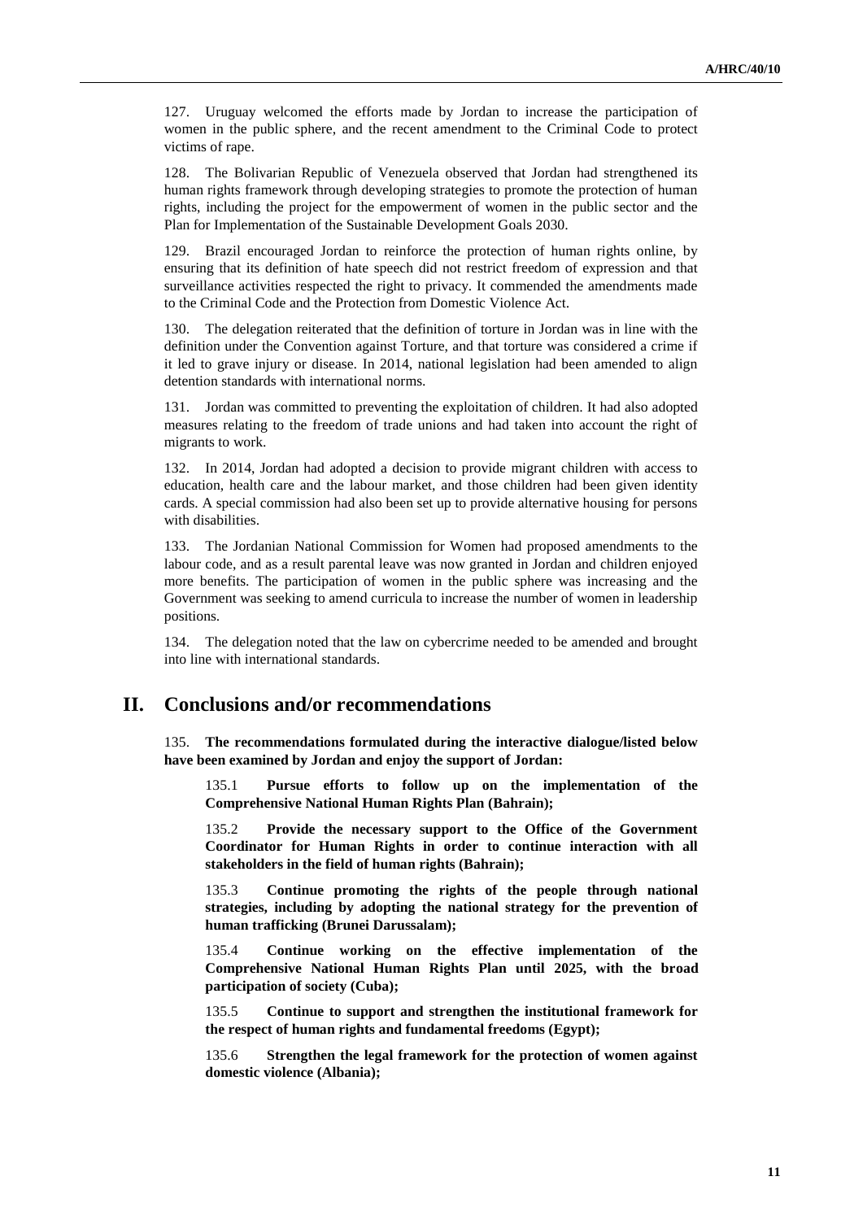127. Uruguay welcomed the efforts made by Jordan to increase the participation of women in the public sphere, and the recent amendment to the Criminal Code to protect victims of rape.

128. The Bolivarian Republic of Venezuela observed that Jordan had strengthened its human rights framework through developing strategies to promote the protection of human rights, including the project for the empowerment of women in the public sector and the Plan for Implementation of the Sustainable Development Goals 2030.

129. Brazil encouraged Jordan to reinforce the protection of human rights online, by ensuring that its definition of hate speech did not restrict freedom of expression and that surveillance activities respected the right to privacy. It commended the amendments made to the Criminal Code and the Protection from Domestic Violence Act.

130. The delegation reiterated that the definition of torture in Jordan was in line with the definition under the Convention against Torture, and that torture was considered a crime if it led to grave injury or disease. In 2014, national legislation had been amended to align detention standards with international norms.

131. Jordan was committed to preventing the exploitation of children. It had also adopted measures relating to the freedom of trade unions and had taken into account the right of migrants to work.

132. In 2014, Jordan had adopted a decision to provide migrant children with access to education, health care and the labour market, and those children had been given identity cards. A special commission had also been set up to provide alternative housing for persons with disabilities.

133. The Jordanian National Commission for Women had proposed amendments to the labour code, and as a result parental leave was now granted in Jordan and children enjoyed more benefits. The participation of women in the public sphere was increasing and the Government was seeking to amend curricula to increase the number of women in leadership positions.

134. The delegation noted that the law on cybercrime needed to be amended and brought into line with international standards.

# II. Conclusions and/or recommendations

135. **The recommendations formulated during the interactive dialogue/listed below have been examined by Jordan and enjoy the support of Jordan:**

135.1 **Pursue efforts to follow up on the implementation of the Comprehensive National Human Rights Plan (Bahrain);**

135.2 **Provide the necessary support to the Office of the Government Coordinator for Human Rights in order to continue interaction with all stakeholders in the field of human rights (Bahrain);**

135.3 **Continue promoting the rights of the people through national strategies, including by adopting the national strategy for the prevention of human trafficking (Brunei Darussalam);**

135.4 **Continue working on the effective implementation of the Comprehensive National Human Rights Plan until 2025, with the broad participation of society (Cuba);**

135.5 **Continue to support and strengthen the institutional framework for the respect of human rights and fundamental freedoms (Egypt);**

135.6 **Strengthen the legal framework for the protection of women against domestic violence (Albania);**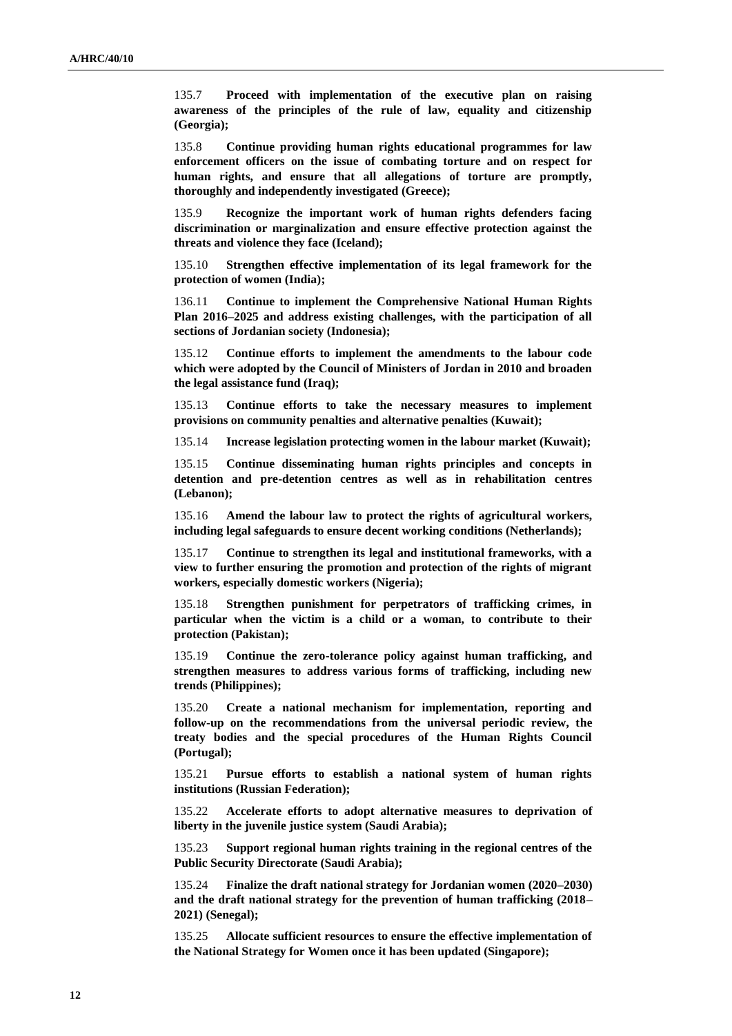135.7 **Proceed with implementation of the executive plan on raising awareness of the principles of the rule of law, equality and citizenship (Georgia);**

135.8 **Continue providing human rights educational programmes for law enforcement officers on the issue of combating torture and on respect for human rights, and ensure that all allegations of torture are promptly, thoroughly and independently investigated (Greece);**

135.9 **Recognize the important work of human rights defenders facing discrimination or marginalization and ensure effective protection against the threats and violence they face (Iceland);**

135.10 **Strengthen effective implementation of its legal framework for the protection of women (India);**

136.11 **Continue to implement the Comprehensive National Human Rights Plan 2016–2025 and address existing challenges, with the participation of all sections of Jordanian society (Indonesia);**

135.12 **Continue efforts to implement the amendments to the labour code which were adopted by the Council of Ministers of Jordan in 2010 and broaden the legal assistance fund (Iraq);**

135.13 **Continue efforts to take the necessary measures to implement provisions on community penalties and alternative penalties (Kuwait);**

135.14 **Increase legislation protecting women in the labour market (Kuwait);**

135.15 **Continue disseminating human rights principles and concepts in detention and pre-detention centres as well as in rehabilitation centres (Lebanon);**

135.16 **Amend the labour law to protect the rights of agricultural workers, including legal safeguards to ensure decent working conditions (Netherlands);**

135.17 **Continue to strengthen its legal and institutional frameworks, with a view to further ensuring the promotion and protection of the rights of migrant workers, especially domestic workers (Nigeria);**

135.18 **Strengthen punishment for perpetrators of trafficking crimes, in particular when the victim is a child or a woman, to contribute to their protection (Pakistan);**

135.19 **Continue the zero-tolerance policy against human trafficking, and strengthen measures to address various forms of trafficking, including new trends (Philippines);**

135.20 **Create a national mechanism for implementation, reporting and follow-up on the recommendations from the universal periodic review, the treaty bodies and the special procedures of the Human Rights Council (Portugal);**

135.21 **Pursue efforts to establish a national system of human rights institutions (Russian Federation);**

135.22 **Accelerate efforts to adopt alternative measures to deprivation of liberty in the juvenile justice system (Saudi Arabia);**

135.23 **Support regional human rights training in the regional centres of the Public Security Directorate (Saudi Arabia);**

135.24 **Finalize the draft national strategy for Jordanian women (2020–2030) and the draft national strategy for the prevention of human trafficking (2018–2021) (Senegal);**

135.25 **Allocate sufficient resources to ensure the effective implementation of the National Strategy for Women once it has been updated (Singapore);**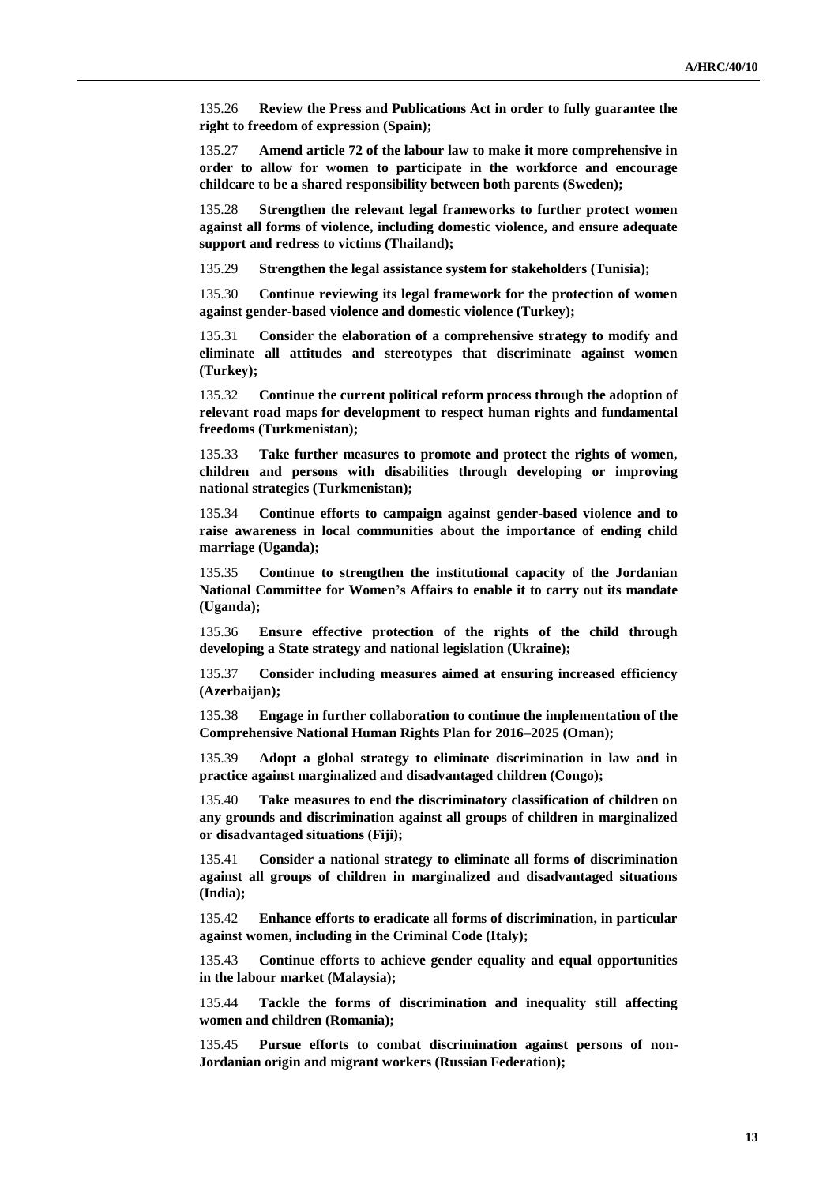135.26 **Review the Press and Publications Act in order to fully guarantee the right to freedom of expression (Spain);**

135.27 **Amend article 72 of the labour law to make it more comprehensive in order to allow for women to participate in the workforce and encourage childcare to be a shared responsibility between both parents (Sweden);**

135.28 **Strengthen the relevant legal frameworks to further protect women against all forms of violence, including domestic violence, and ensure adequate support and redress to victims (Thailand);**

135.29 **Strengthen the legal assistance system for stakeholders (Tunisia);**

135.30 **Continue reviewing its legal framework for the protection of women against gender-based violence and domestic violence (Turkey);**

135.31 **Consider the elaboration of a comprehensive strategy to modify and eliminate all attitudes and stereotypes that discriminate against women (Turkey);**

135.32 **Continue the current political reform process through the adoption of relevant road maps for development to respect human rights and fundamental freedoms (Turkmenistan);**

135.33 **Take further measures to promote and protect the rights of women, children and persons with disabilities through developing or improving national strategies (Turkmenistan);**

135.34 **Continue efforts to campaign against gender-based violence and to raise awareness in local communities about the importance of ending child marriage (Uganda);**

135.35 **Continue to strengthen the institutional capacity of the Jordanian National Committee for Women's Affairs to enable it to carry out its mandate (Uganda);**

135.36 **Ensure effective protection of the rights of the child through developing a State strategy and national legislation (Ukraine);**

135.37 **Consider including measures aimed at ensuring increased efficiency (Azerbaijan);**

135.38 **Engage in further collaboration to continue the implementation of the Comprehensive National Human Rights Plan for 2016–2025 (Oman);**

135.39 **Adopt a global strategy to eliminate discrimination in law and in practice against marginalized and disadvantaged children (Congo);**

135.40 **Take measures to end the discriminatory classification of children on any grounds and discrimination against all groups of children in marginalized or disadvantaged situations (Fiji);**

135.41 **Consider a national strategy to eliminate all forms of discrimination against all groups of children in marginalized and disadvantaged situations (India);**

135.42 **Enhance efforts to eradicate all forms of discrimination, in particular against women, including in the Criminal Code (Italy);**

135.43 **Continue efforts to achieve gender equality and equal opportunities in the labour market (Malaysia);**

135.44 **Tackle the forms of discrimination and inequality still affecting women and children (Romania);**

135.45 **Pursue efforts to combat discrimination against persons of non-Jordanian origin and migrant workers (Russian Federation);**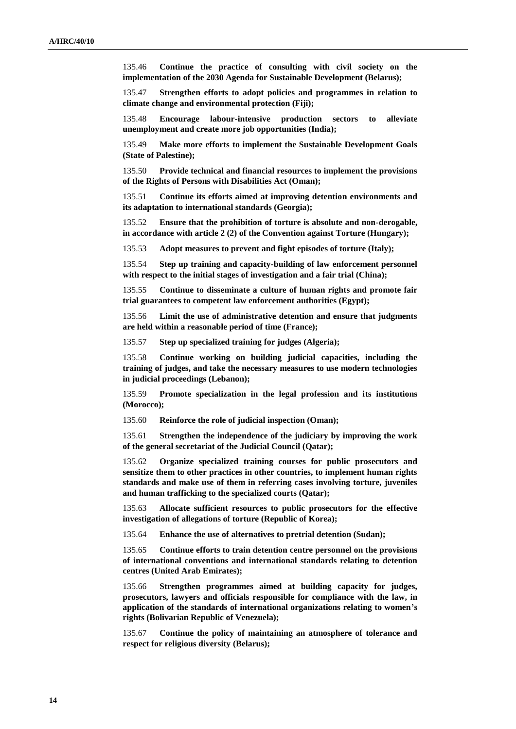135.46 **Continue the practice of consulting with civil society on the implementation of the 2030 Agenda for Sustainable Development (Belarus);**

135.47 **Strengthen efforts to adopt policies and programmes in relation to climate change and environmental protection (Fiji);**

135.48 **Encourage labour-intensive production sectors to alleviate unemployment and create more job opportunities (India);**

135.49 **Make more efforts to implement the Sustainable Development Goals (State of Palestine);**

135.50 **Provide technical and financial resources to implement the provisions of the Rights of Persons with Disabilities Act (Oman);**

135.51 **Continue its efforts aimed at improving detention environments and its adaptation to international standards (Georgia);**

135.52 **Ensure that the prohibition of torture is absolute and non-derogable, in accordance with article 2 (2) of the Convention against Torture (Hungary);**

135.53 **Adopt measures to prevent and fight episodes of torture (Italy);**

135.54 **Step up training and capacity-building of law enforcement personnel with respect to the initial stages of investigation and a fair trial (China);**

135.55 **Continue to disseminate a culture of human rights and promote fair trial guarantees to competent law enforcement authorities (Egypt);**

135.56 **Limit the use of administrative detention and ensure that judgments are held within a reasonable period of time (France);**

135.57 **Step up specialized training for judges (Algeria);**

135.58 **Continue working on building judicial capacities, including the training of judges, and take the necessary measures to use modern technologies in judicial proceedings (Lebanon);**

135.59 **Promote specialization in the legal profession and its institutions (Morocco);**

135.60 **Reinforce the role of judicial inspection (Oman);**

135.61 **Strengthen the independence of the judiciary by improving the work of the general secretariat of the Judicial Council (Qatar);**

135.62 **Organize specialized training courses for public prosecutors and sensitize them to other practices in other countries, to implement human rights standards and make use of them in referring cases involving torture, juveniles and human trafficking to the specialized courts (Qatar);**

135.63 **Allocate sufficient resources to public prosecutors for the effective investigation of allegations of torture (Republic of Korea);**

135.64 **Enhance the use of alternatives to pretrial detention (Sudan);**

135.65 **Continue efforts to train detention centre personnel on the provisions of international conventions and international standards relating to detention centres (United Arab Emirates);**

135.66 **Strengthen programmes aimed at building capacity for judges, prosecutors, lawyers and officials responsible for compliance with the law, in application of the standards of international organizations relating to women's rights (Bolivarian Republic of Venezuela);**

135.67 **Continue the policy of maintaining an atmosphere of tolerance and respect for religious diversity (Belarus);**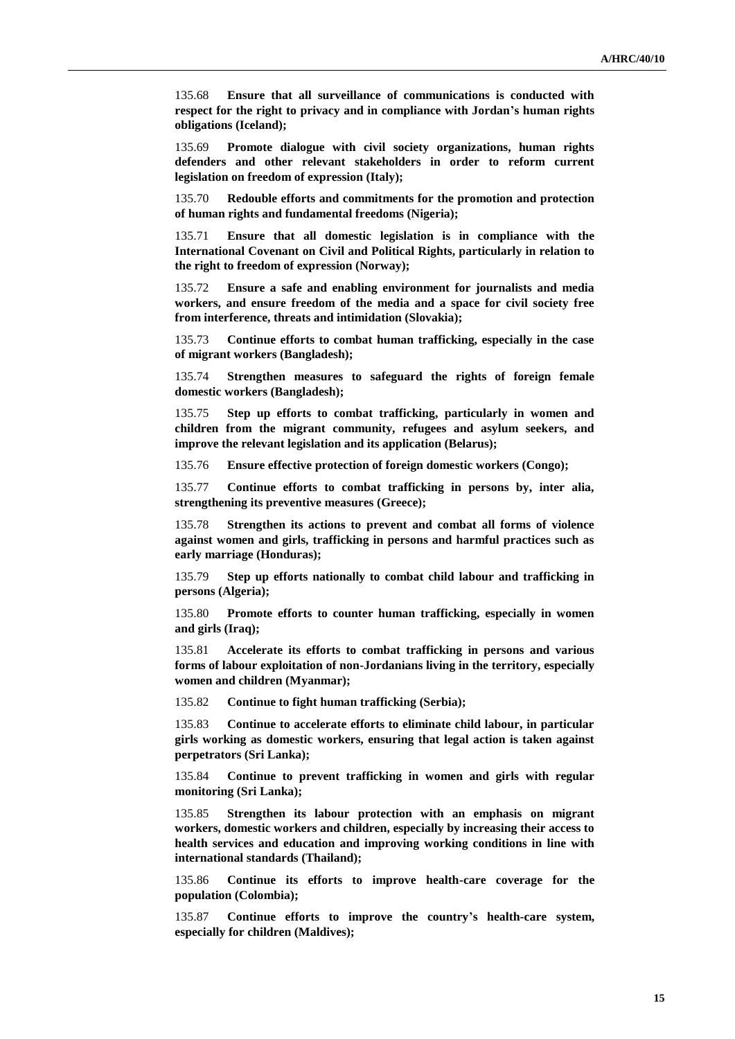135.68 **Ensure that all surveillance of communications is conducted with respect for the right to privacy and in compliance with Jordan's human rights obligations (Iceland);**

135.69 **Promote dialogue with civil society organizations, human rights defenders and other relevant stakeholders in order to reform current legislation on freedom of expression (Italy);**

135.70 **Redouble efforts and commitments for the promotion and protection of human rights and fundamental freedoms (Nigeria);**

135.71 **Ensure that all domestic legislation is in compliance with the International Covenant on Civil and Political Rights, particularly in relation to the right to freedom of expression (Norway);**

135.72 **Ensure a safe and enabling environment for journalists and media workers, and ensure freedom of the media and a space for civil society free from interference, threats and intimidation (Slovakia);**

135.73 **Continue efforts to combat human trafficking, especially in the case of migrant workers (Bangladesh);**

135.74 **Strengthen measures to safeguard the rights of foreign female domestic workers (Bangladesh);**

135.75 **Step up efforts to combat trafficking, particularly in women and children from the migrant community, refugees and asylum seekers, and improve the relevant legislation and its application (Belarus);**

135.76 **Ensure effective protection of foreign domestic workers (Congo);**

135.77 **Continue efforts to combat trafficking in persons by, inter alia, strengthening its preventive measures (Greece);**

135.78 **Strengthen its actions to prevent and combat all forms of violence against women and girls, trafficking in persons and harmful practices such as early marriage (Honduras);**

135.79 **Step up efforts nationally to combat child labour and trafficking in persons (Algeria);**

135.80 **Promote efforts to counter human trafficking, especially in women and girls (Iraq);**

135.81 **Accelerate its efforts to combat trafficking in persons and various forms of labour exploitation of non-Jordanians living in the territory, especially women and children (Myanmar);**

135.82 **Continue to fight human trafficking (Serbia);**

135.83 **Continue to accelerate efforts to eliminate child labour, in particular girls working as domestic workers, ensuring that legal action is taken against perpetrators (Sri Lanka);**

135.84 **Continue to prevent trafficking in women and girls with regular monitoring (Sri Lanka);**

135.85 **Strengthen its labour protection with an emphasis on migrant workers, domestic workers and children, especially by increasing their access to health services and education and improving working conditions in line with international standards (Thailand);**

135.86 **Continue its efforts to improve health-care coverage for the population (Colombia);**

135.87 **Continue efforts to improve the country's health-care system, especially for children (Maldives);**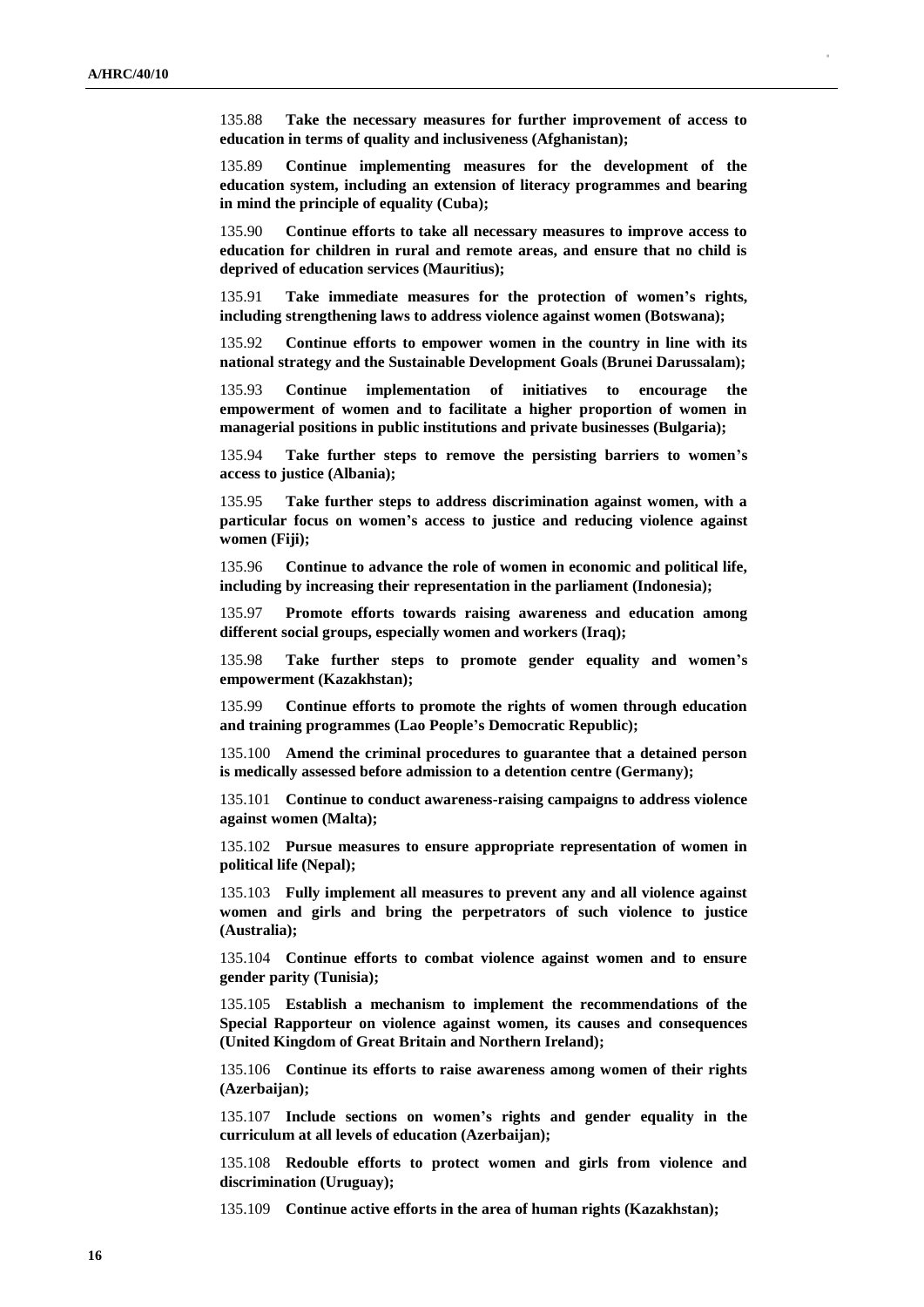135.88 **Take the necessary measures for further improvement of access to education in terms of quality and inclusiveness (Afghanistan);**

135.89 **Continue implementing measures for the development of the education system, including an extension of literacy programmes and bearing in mind the principle of equality (Cuba);**

135.90 **Continue efforts to take all necessary measures to improve access to education for children in rural and remote areas, and ensure that no child is deprived of education services (Mauritius);**

135.91 **Take immediate measures for the protection of women's rights, including strengthening laws to address violence against women (Botswana);**

135.92 **Continue efforts to empower women in the country in line with its national strategy and the Sustainable Development Goals (Brunei Darussalam);**

135.93 **Continue implementation of initiatives to encourage the empowerment of women and to facilitate a higher proportion of women in managerial positions in public institutions and private businesses (Bulgaria);**

135.94 **Take further steps to remove the persisting barriers to women's access to justice (Albania);**

135.95 **Take further steps to address discrimination against women, with a particular focus on women's access to justice and reducing violence against women (Fiji);**

135.96 **Continue to advance the role of women in economic and political life, including by increasing their representation in the parliament (Indonesia);**

135.97 **Promote efforts towards raising awareness and education among different social groups, especially women and workers (Iraq);**

135.98 **Take further steps to promote gender equality and women's empowerment (Kazakhstan);**

135.99 **Continue efforts to promote the rights of women through education and training programmes (Lao People's Democratic Republic);**

135.100 **Amend the criminal procedures to guarantee that a detained person is medically assessed before admission to a detention centre (Germany);**

135.101 **Continue to conduct awareness-raising campaigns to address violence against women (Malta);**

135.102 **Pursue measures to ensure appropriate representation of women in political life (Nepal);**

135.103 **Fully implement all measures to prevent any and all violence against women and girls and bring the perpetrators of such violence to justice (Australia);**

135.104 **Continue efforts to combat violence against women and to ensure gender parity (Tunisia);**

135.105 **Establish a mechanism to implement the recommendations of the Special Rapporteur on violence against women, its causes and consequences (United Kingdom of Great Britain and Northern Ireland);**

135.106 **Continue its efforts to raise awareness among women of their rights (Azerbaijan);**

135.107 **Include sections on women's rights and gender equality in the curriculum at all levels of education (Azerbaijan);**

135.108 **Redouble efforts to protect women and girls from violence and discrimination (Uruguay);**

135.109 **Continue active efforts in the area of human rights (Kazakhstan);**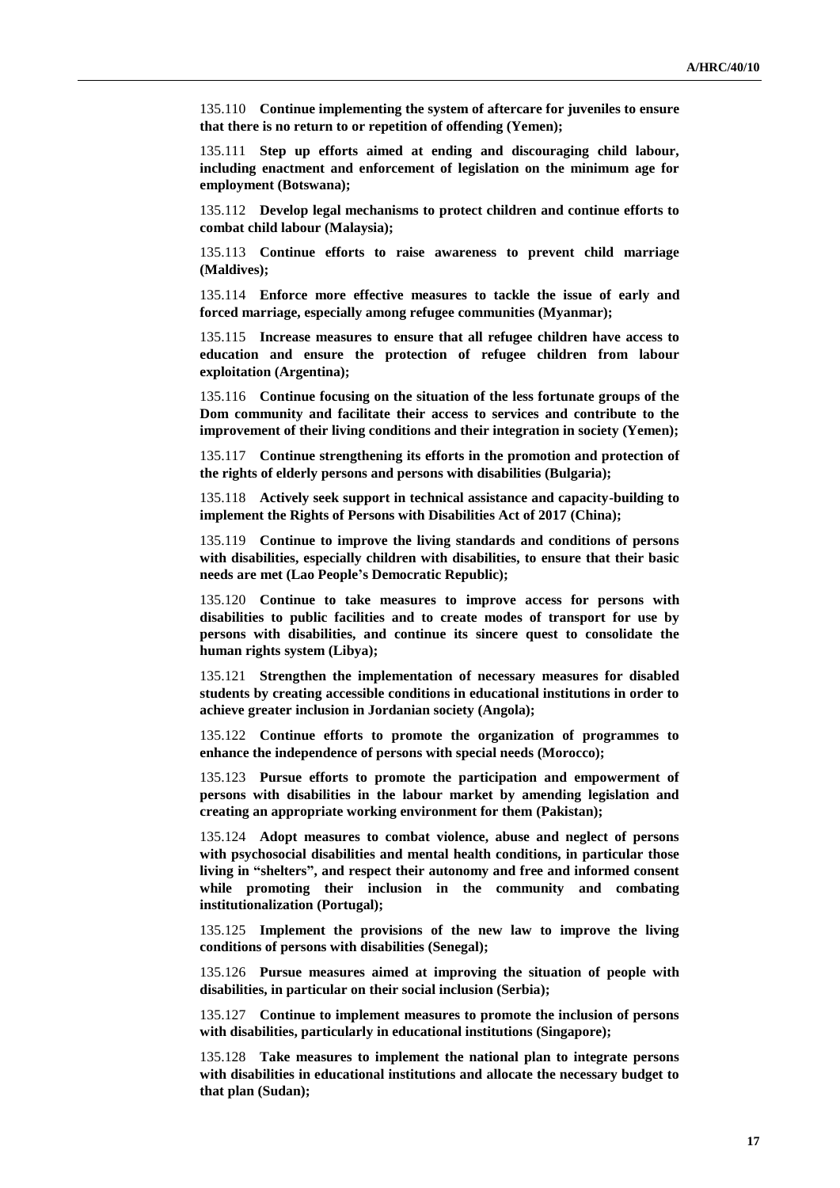135.110 **Continue implementing the system of aftercare for juveniles to ensure that there is no return to or repetition of offending (Yemen);**

135.111 **Step up efforts aimed at ending and discouraging child labour, including enactment and enforcement of legislation on the minimum age for employment (Botswana);**

135.112 **Develop legal mechanisms to protect children and continue efforts to combat child labour (Malaysia);**

135.113 **Continue efforts to raise awareness to prevent child marriage (Maldives);**

135.114 **Enforce more effective measures to tackle the issue of early and forced marriage, especially among refugee communities (Myanmar);**

135.115 **Increase measures to ensure that all refugee children have access to education and ensure the protection of refugee children from labour exploitation (Argentina);**

135.116 **Continue focusing on the situation of the less fortunate groups of the Dom community and facilitate their access to services and contribute to the improvement of their living conditions and their integration in society (Yemen);**

135.117 **Continue strengthening its efforts in the promotion and protection of the rights of elderly persons and persons with disabilities (Bulgaria);**

135.118 **Actively seek support in technical assistance and capacity-building to implement the Rights of Persons with Disabilities Act of 2017 (China);**

135.119 **Continue to improve the living standards and conditions of persons with disabilities, especially children with disabilities, to ensure that their basic needs are met (Lao People's Democratic Republic);**

135.120 **Continue to take measures to improve access for persons with disabilities to public facilities and to create modes of transport for use by persons with disabilities, and continue its sincere quest to consolidate the human rights system (Libya);**

135.121 **Strengthen the implementation of necessary measures for disabled students by creating accessible conditions in educational institutions in order to achieve greater inclusion in Jordanian society (Angola);**

135.122 **Continue efforts to promote the organization of programmes to enhance the independence of persons with special needs (Morocco);**

135.123 **Pursue efforts to promote the participation and empowerment of persons with disabilities in the labour market by amending legislation and creating an appropriate working environment for them (Pakistan);**

135.124 **Adopt measures to combat violence, abuse and neglect of persons with psychosocial disabilities and mental health conditions, in particular those living in "shelters", and respect their autonomy and free and informed consent while promoting their inclusion in the community and combating institutionalization (Portugal);**

135.125 **Implement the provisions of the new law to improve the living conditions of persons with disabilities (Senegal);**

135.126 **Pursue measures aimed at improving the situation of people with disabilities, in particular on their social inclusion (Serbia);**

135.127 **Continue to implement measures to promote the inclusion of persons with disabilities, particularly in educational institutions (Singapore);**

135.128 **Take measures to implement the national plan to integrate persons with disabilities in educational institutions and allocate the necessary budget to that plan (Sudan);**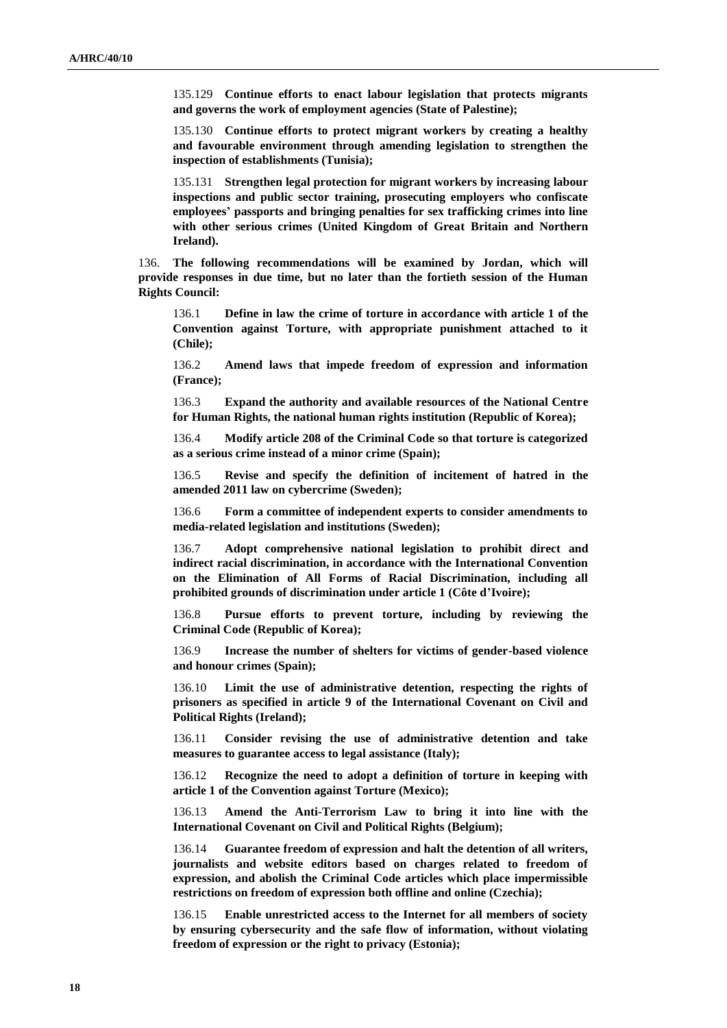135.129 **Continue efforts to enact labour legislation that protects migrants and governs the work of employment agencies (State of Palestine);**

135.130 **Continue efforts to protect migrant workers by creating a healthy and favourable environment through amending legislation to strengthen the inspection of establishments (Tunisia);**

135.131 **Strengthen legal protection for migrant workers by increasing labour inspections and public sector training, prosecuting employers who confiscate employees' passports and bringing penalties for sex trafficking crimes into line with other serious crimes (United Kingdom of Great Britain and Northern Ireland).**

136. **The following recommendations will be examined by Jordan, which will provide responses in due time, but no later than the fortieth session of the Human Rights Council:**

136.1 **Define in law the crime of torture in accordance with article 1 of the Convention against Torture, with appropriate punishment attached to it (Chile);**

136.2 **Amend laws that impede freedom of expression and information (France);**

136.3 **Expand the authority and available resources of the National Centre for Human Rights, the national human rights institution (Republic of Korea);**

136.4 **Modify article 208 of the Criminal Code so that torture is categorized as a serious crime instead of a minor crime (Spain);**

136.5 **Revise and specify the definition of incitement of hatred in the amended 2011 law on cybercrime (Sweden);**

136.6 **Form a committee of independent experts to consider amendments to media-related legislation and institutions (Sweden);**

136.7 **Adopt comprehensive national legislation to prohibit direct and indirect racial discrimination, in accordance with the International Convention on the Elimination of All Forms of Racial Discrimination, including all prohibited grounds of discrimination under article 1 (Côte d'Ivoire);**

136.8 **Pursue efforts to prevent torture, including by reviewing the Criminal Code (Republic of Korea);**

136.9 **Increase the number of shelters for victims of gender-based violence and honour crimes (Spain);**

136.10 **Limit the use of administrative detention, respecting the rights of prisoners as specified in article 9 of the International Covenant on Civil and Political Rights (Ireland);**

136.11 **Consider revising the use of administrative detention and take measures to guarantee access to legal assistance (Italy);**

136.12 **Recognize the need to adopt a definition of torture in keeping with article 1 of the Convention against Torture (Mexico);**

136.13 **Amend the Anti-Terrorism Law to bring it into line with the International Covenant on Civil and Political Rights (Belgium);**

136.14 **Guarantee freedom of expression and halt the detention of all writers, journalists and website editors based on charges related to freedom of expression, and abolish the Criminal Code articles which place impermissible restrictions on freedom of expression both offline and online (Czechia);**

136.15 **Enable unrestricted access to the Internet for all members of society by ensuring cybersecurity and the safe flow of information, without violating freedom of expression or the right to privacy (Estonia);**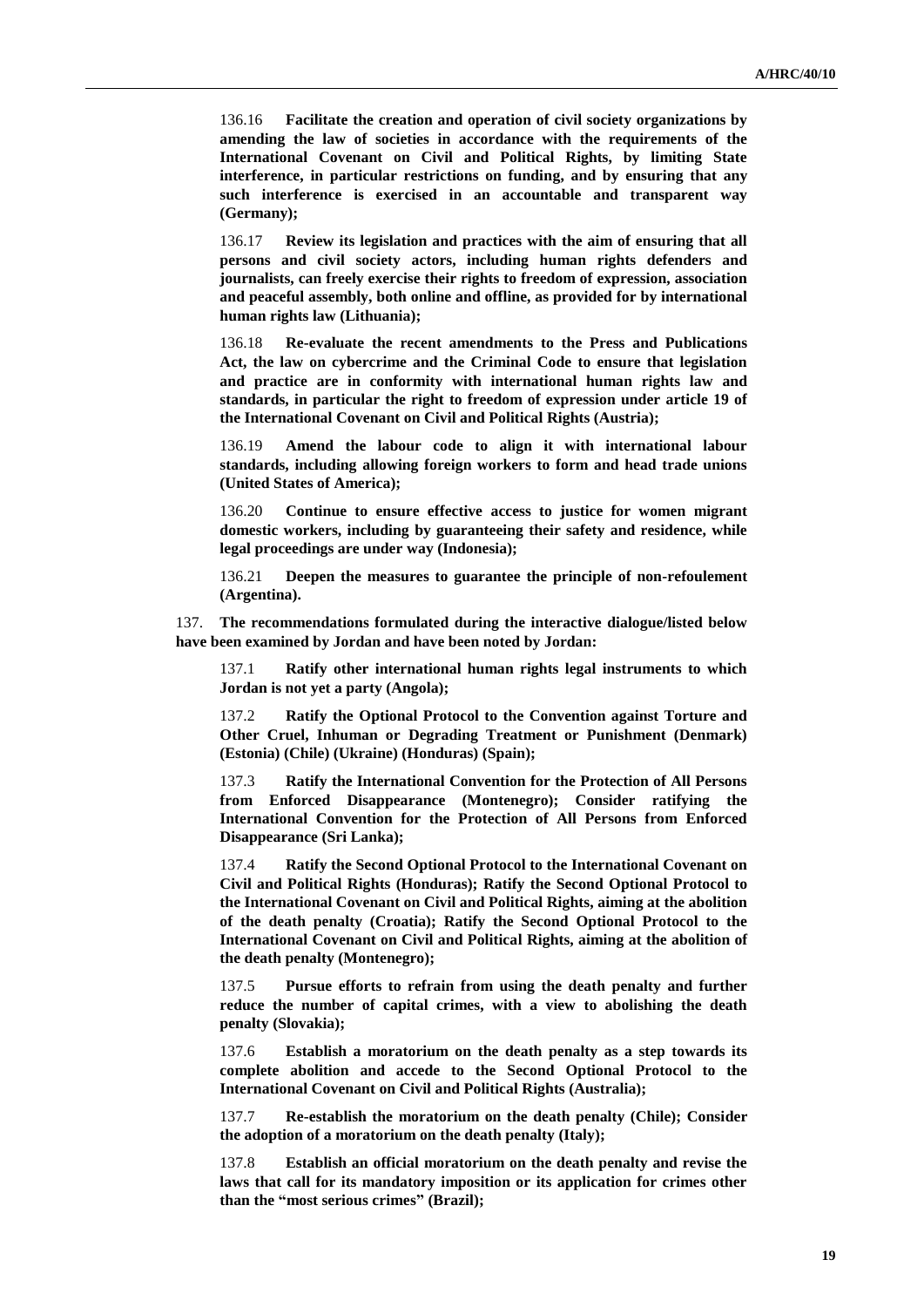136.16 **Facilitate the creation and operation of civil society organizations by amending the law of societies in accordance with the requirements of the International Covenant on Civil and Political Rights, by limiting State interference, in particular restrictions on funding, and by ensuring that any such interference is exercised in an accountable and transparent way (Germany);**

136.17 **Review its legislation and practices with the aim of ensuring that all persons and civil society actors, including human rights defenders and journalists, can freely exercise their rights to freedom of expression, association and peaceful assembly, both online and offline, as provided for by international human rights law (Lithuania);**

136.18 **Re-evaluate the recent amendments to the Press and Publications Act, the law on cybercrime and the Criminal Code to ensure that legislation and practice are in conformity with international human rights law and standards, in particular the right to freedom of expression under article 19 of the International Covenant on Civil and Political Rights (Austria);**

136.19 **Amend the labour code to align it with international labour standards, including allowing foreign workers to form and head trade unions (United States of America);**

136.20 **Continue to ensure effective access to justice for women migrant domestic workers, including by guaranteeing their safety and residence, while legal proceedings are under way (Indonesia);**

136.21 **Deepen the measures to guarantee the principle of non-refoulement (Argentina).**

137. **The recommendations formulated during the interactive dialogue/listed below have been examined by Jordan and have been noted by Jordan:**

137.1 **Ratify other international human rights legal instruments to which Jordan is not yet a party (Angola);**

137.2 **Ratify the Optional Protocol to the Convention against Torture and Other Cruel, Inhuman or Degrading Treatment or Punishment (Denmark) (Estonia) (Chile) (Ukraine) (Honduras) (Spain);**

137.3 **Ratify the International Convention for the Protection of All Persons from Enforced Disappearance (Montenegro); Consider ratifying the International Convention for the Protection of All Persons from Enforced Disappearance (Sri Lanka);**

137.4 **Ratify the Second Optional Protocol to the International Covenant on Civil and Political Rights (Honduras); Ratify the Second Optional Protocol to the International Covenant on Civil and Political Rights, aiming at the abolition of the death penalty (Croatia); Ratify the Second Optional Protocol to the International Covenant on Civil and Political Rights, aiming at the abolition of the death penalty (Montenegro);**

137.5 **Pursue efforts to refrain from using the death penalty and further reduce the number of capital crimes, with a view to abolishing the death penalty (Slovakia);**

137.6 **Establish a moratorium on the death penalty as a step towards its complete abolition and accede to the Second Optional Protocol to the International Covenant on Civil and Political Rights (Australia);**

137.7 **Re-establish the moratorium on the death penalty (Chile); Consider the adoption of a moratorium on the death penalty (Italy);**

137.8 **Establish an official moratorium on the death penalty and revise the laws that call for its mandatory imposition or its application for crimes other than the "most serious crimes" (Brazil);**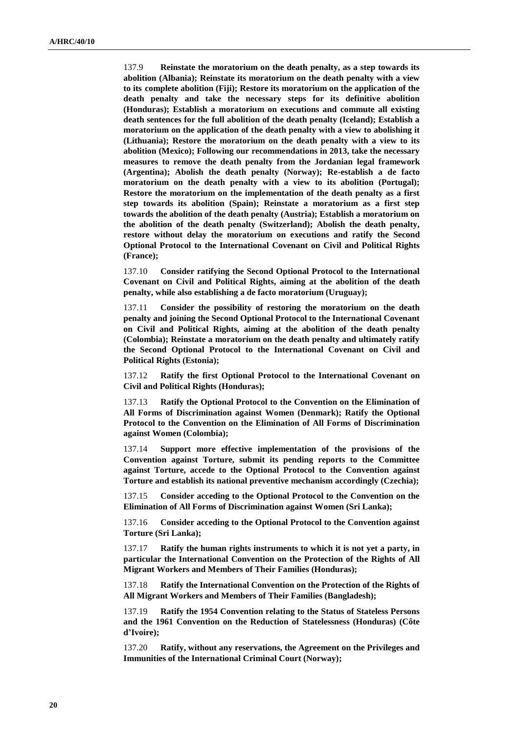137.9 **Reinstate the moratorium on the death penalty, as a step towards its abolition (Albania); Reinstate its moratorium on the death penalty with a view to its complete abolition (Fiji); Restore its moratorium on the application of the death penalty and take the necessary steps for its definitive abolition (Honduras); Establish a moratorium on executions and commute all existing death sentences for the full abolition of the death penalty (Iceland); Establish a moratorium on the application of the death penalty with a view to abolishing it (Lithuania); Restore the moratorium on the death penalty with a view to its abolition (Mexico); Following our recommendations in 2013, take the necessary measures to remove the death penalty from the Jordanian legal framework (Argentina); Abolish the death penalty (Norway); Re-establish a de facto moratorium on the death penalty with a view to its abolition (Portugal); Restore the moratorium on the implementation of the death penalty as a first step towards its abolition (Spain); Reinstate a moratorium as a first step towards the abolition of the death penalty (Austria); Establish a moratorium on the abolition of the death penalty (Switzerland); Abolish the death penalty, restore without delay the moratorium on executions and ratify the Second Optional Protocol to the International Covenant on Civil and Political Rights (France);**

137.10 **Consider ratifying the Second Optional Protocol to the International Covenant on Civil and Political Rights, aiming at the abolition of the death penalty, while also establishing a de facto moratorium (Uruguay);**

137.11 **Consider the possibility of restoring the moratorium on the death penalty and joining the Second Optional Protocol to the International Covenant on Civil and Political Rights, aiming at the abolition of the death penalty (Colombia); Reinstate a moratorium on the death penalty and ultimately ratify the Second Optional Protocol to the International Covenant on Civil and Political Rights (Estonia);**

137.12 **Ratify the first Optional Protocol to the International Covenant on Civil and Political Rights (Honduras);**

137.13 **Ratify the Optional Protocol to the Convention on the Elimination of All Forms of Discrimination against Women (Denmark); Ratify the Optional Protocol to the Convention on the Elimination of All Forms of Discrimination against Women (Colombia);**

137.14 **Support more effective implementation of the provisions of the Convention against Torture, submit its pending reports to the Committee against Torture, accede to the Optional Protocol to the Convention against Torture and establish its national preventive mechanism accordingly (Czechia);**

137.15 **Consider acceding to the Optional Protocol to the Convention on the Elimination of All Forms of Discrimination against Women (Sri Lanka);**

137.16 **Consider acceding to the Optional Protocol to the Convention against Torture (Sri Lanka);**

137.17 **Ratify the human rights instruments to which it is not yet a party, in particular the International Convention on the Protection of the Rights of All Migrant Workers and Members of Their Families (Honduras);**

137.18 **Ratify the International Convention on the Protection of the Rights of All Migrant Workers and Members of Their Families (Bangladesh);**

137.19 **Ratify the 1954 Convention relating to the Status of Stateless Persons and the 1961 Convention on the Reduction of Statelessness (Honduras) (Côte d'Ivoire);**

137.20 **Ratify, without any reservations, the Agreement on the Privileges and Immunities of the International Criminal Court (Norway);**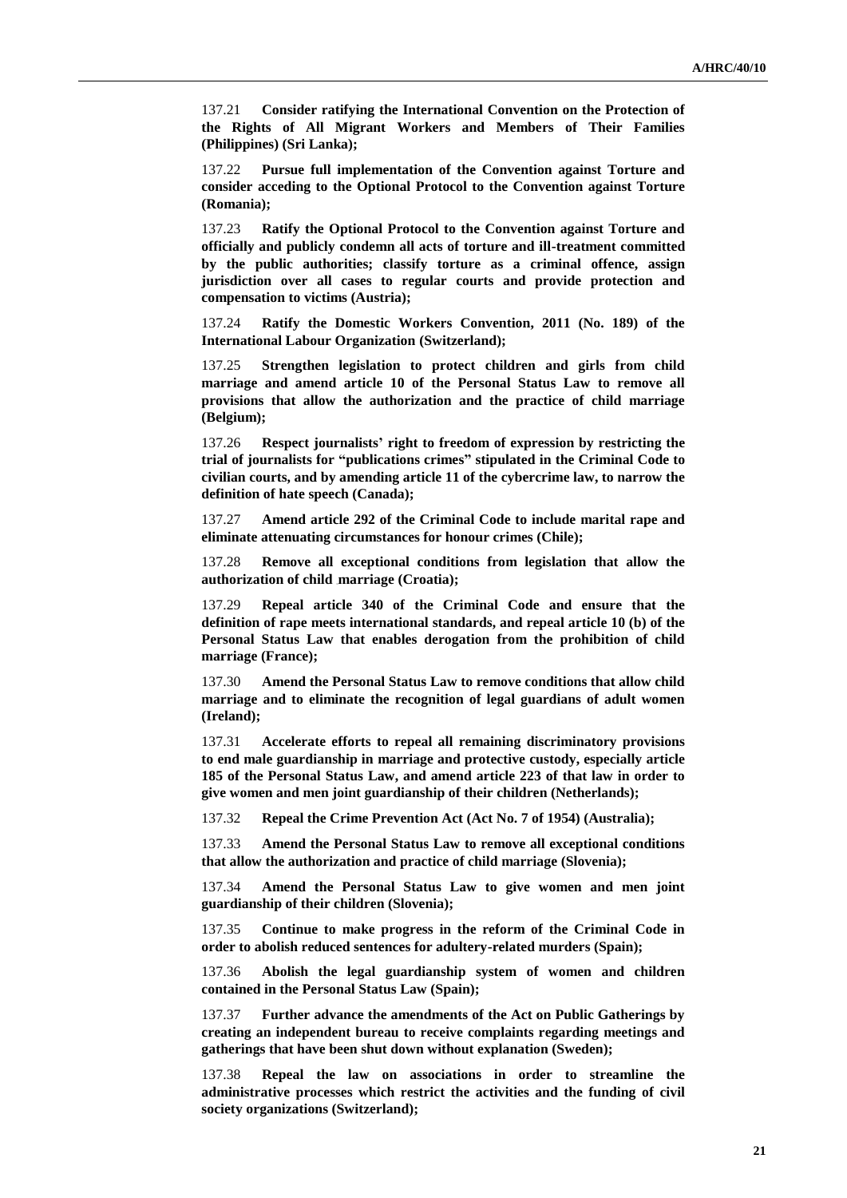137.21 **Consider ratifying the International Convention on the Protection of the Rights of All Migrant Workers and Members of Their Families (Philippines) (Sri Lanka);**

137.22 **Pursue full implementation of the Convention against Torture and consider acceding to the Optional Protocol to the Convention against Torture (Romania);**

137.23 **Ratify the Optional Protocol to the Convention against Torture and officially and publicly condemn all acts of torture and ill-treatment committed by the public authorities; classify torture as a criminal offence, assign jurisdiction over all cases to regular courts and provide protection and compensation to victims (Austria);**

137.24 **Ratify the Domestic Workers Convention, 2011 (No. 189) of the International Labour Organization (Switzerland);**

137.25 **Strengthen legislation to protect children and girls from child marriage and amend article 10 of the Personal Status Law to remove all provisions that allow the authorization and the practice of child marriage (Belgium);**

137.26 **Respect journalists' right to freedom of expression by restricting the trial of journalists for "publications crimes" stipulated in the Criminal Code to civilian courts, and by amending article 11 of the cybercrime law, to narrow the definition of hate speech (Canada);**

137.27 **Amend article 292 of the Criminal Code to include marital rape and eliminate attenuating circumstances for honour crimes (Chile);**

137.28 **Remove all exceptional conditions from legislation that allow the authorization of child marriage (Croatia);**

137.29 **Repeal article 340 of the Criminal Code and ensure that the definition of rape meets international standards, and repeal article 10 (b) of the Personal Status Law that enables derogation from the prohibition of child marriage (France);**

137.30 **Amend the Personal Status Law to remove conditions that allow child marriage and to eliminate the recognition of legal guardians of adult women (Ireland);**

137.31 **Accelerate efforts to repeal all remaining discriminatory provisions to end male guardianship in marriage and protective custody, especially article 185 of the Personal Status Law, and amend article 223 of that law in order to give women and men joint guardianship of their children (Netherlands);**

137.32 **Repeal the Crime Prevention Act (Act No. 7 of 1954) (Australia);**

137.33 **Amend the Personal Status Law to remove all exceptional conditions that allow the authorization and practice of child marriage (Slovenia);**

137.34 **Amend the Personal Status Law to give women and men joint guardianship of their children (Slovenia);**

137.35 **Continue to make progress in the reform of the Criminal Code in order to abolish reduced sentences for adultery-related murders (Spain);**

137.36 **Abolish the legal guardianship system of women and children contained in the Personal Status Law (Spain);**

137.37 **Further advance the amendments of the Act on Public Gatherings by creating an independent bureau to receive complaints regarding meetings and gatherings that have been shut down without explanation (Sweden);**

137.38 **Repeal the law on associations in order to streamline the administrative processes which restrict the activities and the funding of civil society organizations (Switzerland);**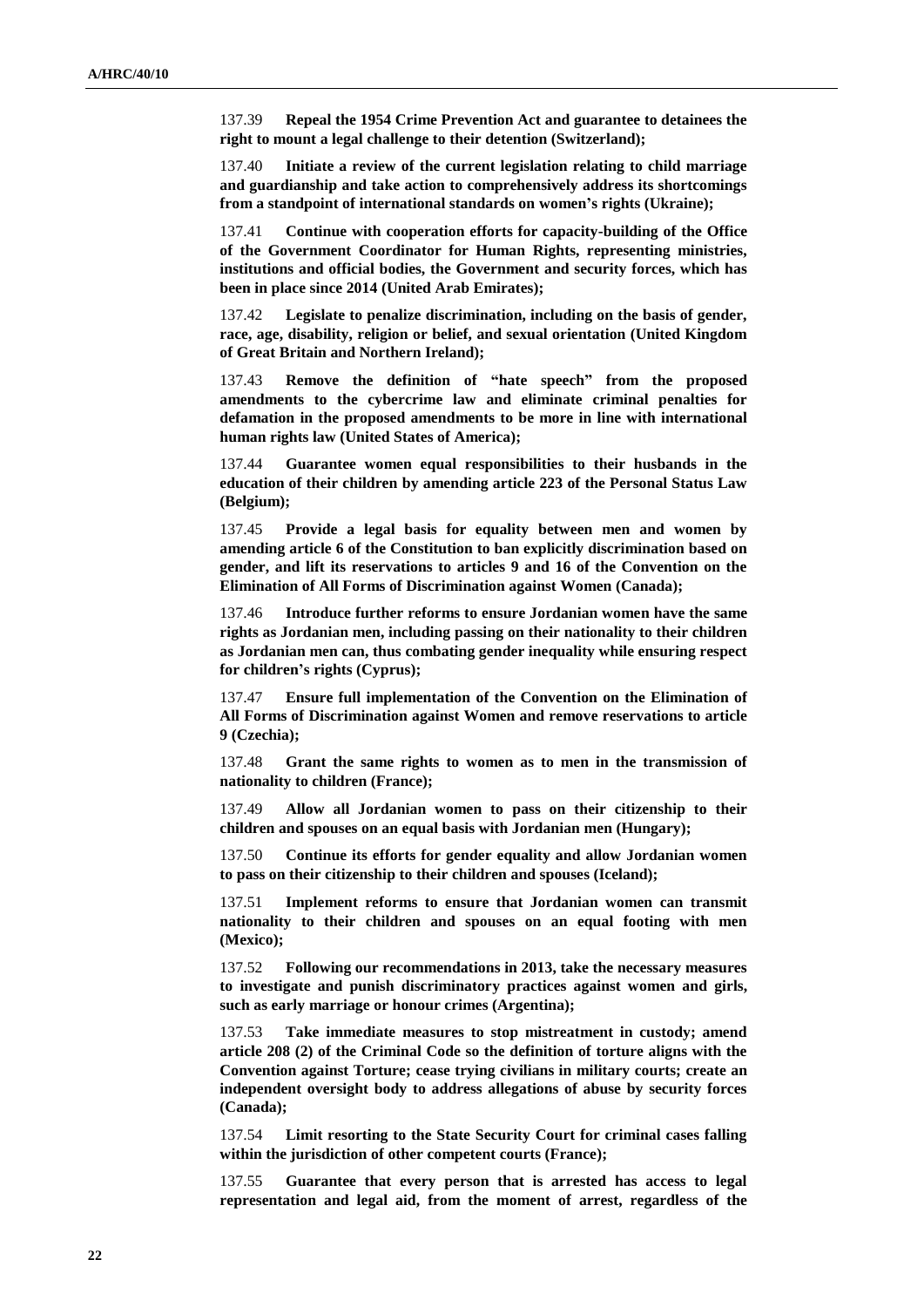137.39 **Repeal the 1954 Crime Prevention Act and guarantee to detainees the right to mount a legal challenge to their detention (Switzerland);**

137.40 **Initiate a review of the current legislation relating to child marriage and guardianship and take action to comprehensively address its shortcomings from a standpoint of international standards on women's rights (Ukraine);**

137.41 **Continue with cooperation efforts for capacity-building of the Office of the Government Coordinator for Human Rights, representing ministries, institutions and official bodies, the Government and security forces, which has been in place since 2014 (United Arab Emirates);**

137.42 **Legislate to penalize discrimination, including on the basis of gender, race, age, disability, religion or belief, and sexual orientation (United Kingdom of Great Britain and Northern Ireland);**

137.43 **Remove the definition of "hate speech" from the proposed amendments to the cybercrime law and eliminate criminal penalties for defamation in the proposed amendments to be more in line with international human rights law (United States of America);**

137.44 **Guarantee women equal responsibilities to their husbands in the education of their children by amending article 223 of the Personal Status Law (Belgium);**

137.45 **Provide a legal basis for equality between men and women by amending article 6 of the Constitution to ban explicitly discrimination based on gender, and lift its reservations to articles 9 and 16 of the Convention on the Elimination of All Forms of Discrimination against Women (Canada);**

137.46 **Introduce further reforms to ensure Jordanian women have the same rights as Jordanian men, including passing on their nationality to their children as Jordanian men can, thus combating gender inequality while ensuring respect for children's rights (Cyprus);**

137.47 **Ensure full implementation of the Convention on the Elimination of All Forms of Discrimination against Women and remove reservations to article 9 (Czechia);**

137.48 **Grant the same rights to women as to men in the transmission of nationality to children (France);**

137.49 **Allow all Jordanian women to pass on their citizenship to their children and spouses on an equal basis with Jordanian men (Hungary);**

137.50 **Continue its efforts for gender equality and allow Jordanian women to pass on their citizenship to their children and spouses (Iceland);**

137.51 **Implement reforms to ensure that Jordanian women can transmit nationality to their children and spouses on an equal footing with men (Mexico);**

137.52 **Following our recommendations in 2013, take the necessary measures to investigate and punish discriminatory practices against women and girls, such as early marriage or honour crimes (Argentina);**

137.53 **Take immediate measures to stop mistreatment in custody; amend article 208 (2) of the Criminal Code so the definition of torture aligns with the Convention against Torture; cease trying civilians in military courts; create an independent oversight body to address allegations of abuse by security forces (Canada);**

137.54 **Limit resorting to the State Security Court for criminal cases falling within the jurisdiction of other competent courts (France);**

137.55 **Guarantee that every person that is arrested has access to legal representation and legal aid, from the moment of arrest, regardless of the**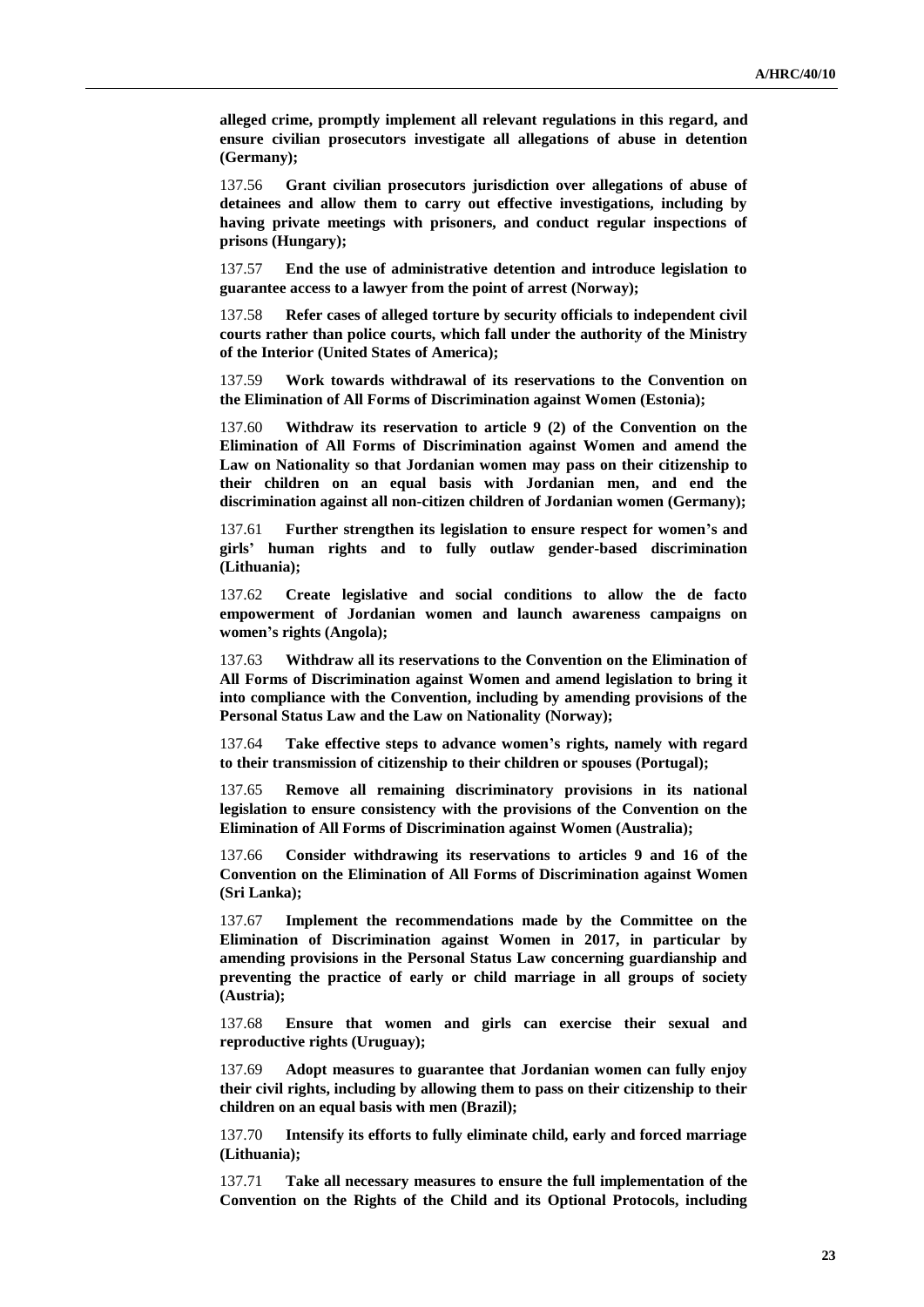**alleged crime, promptly implement all relevant regulations in this regard, and ensure civilian prosecutors investigate all allegations of abuse in detention (Germany);**

137.56 **Grant civilian prosecutors jurisdiction over allegations of abuse of detainees and allow them to carry out effective investigations, including by having private meetings with prisoners, and conduct regular inspections of prisons (Hungary);**

137.57 **End the use of administrative detention and introduce legislation to guarantee access to a lawyer from the point of arrest (Norway);**

137.58 **Refer cases of alleged torture by security officials to independent civil courts rather than police courts, which fall under the authority of the Ministry of the Interior (United States of America);**

137.59 **Work towards withdrawal of its reservations to the Convention on the Elimination of All Forms of Discrimination against Women (Estonia);**

137.60 **Withdraw its reservation to article 9 (2) of the Convention on the Elimination of All Forms of Discrimination against Women and amend the Law on Nationality so that Jordanian women may pass on their citizenship to their children on an equal basis with Jordanian men, and end the discrimination against all non-citizen children of Jordanian women (Germany);**

137.61 **Further strengthen its legislation to ensure respect for women's and girls' human rights and to fully outlaw gender-based discrimination (Lithuania);**

137.62 **Create legislative and social conditions to allow the de facto empowerment of Jordanian women and launch awareness campaigns on women's rights (Angola);**

137.63 **Withdraw all its reservations to the Convention on the Elimination of All Forms of Discrimination against Women and amend legislation to bring it into compliance with the Convention, including by amending provisions of the Personal Status Law and the Law on Nationality (Norway);**

137.64 **Take effective steps to advance women's rights, namely with regard to their transmission of citizenship to their children or spouses (Portugal);**

137.65 **Remove all remaining discriminatory provisions in its national legislation to ensure consistency with the provisions of the Convention on the Elimination of All Forms of Discrimination against Women (Australia);**

137.66 **Consider withdrawing its reservations to articles 9 and 16 of the Convention on the Elimination of All Forms of Discrimination against Women (Sri Lanka);**

137.67 **Implement the recommendations made by the Committee on the Elimination of Discrimination against Women in 2017, in particular by amending provisions in the Personal Status Law concerning guardianship and preventing the practice of early or child marriage in all groups of society (Austria);**

137.68 **Ensure that women and girls can exercise their sexual and reproductive rights (Uruguay);**

137.69 **Adopt measures to guarantee that Jordanian women can fully enjoy their civil rights, including by allowing them to pass on their citizenship to their children on an equal basis with men (Brazil);**

137.70 **Intensify its efforts to fully eliminate child, early and forced marriage (Lithuania);**

137.71 **Take all necessary measures to ensure the full implementation of the Convention on the Rights of the Child and its Optional Protocols, including**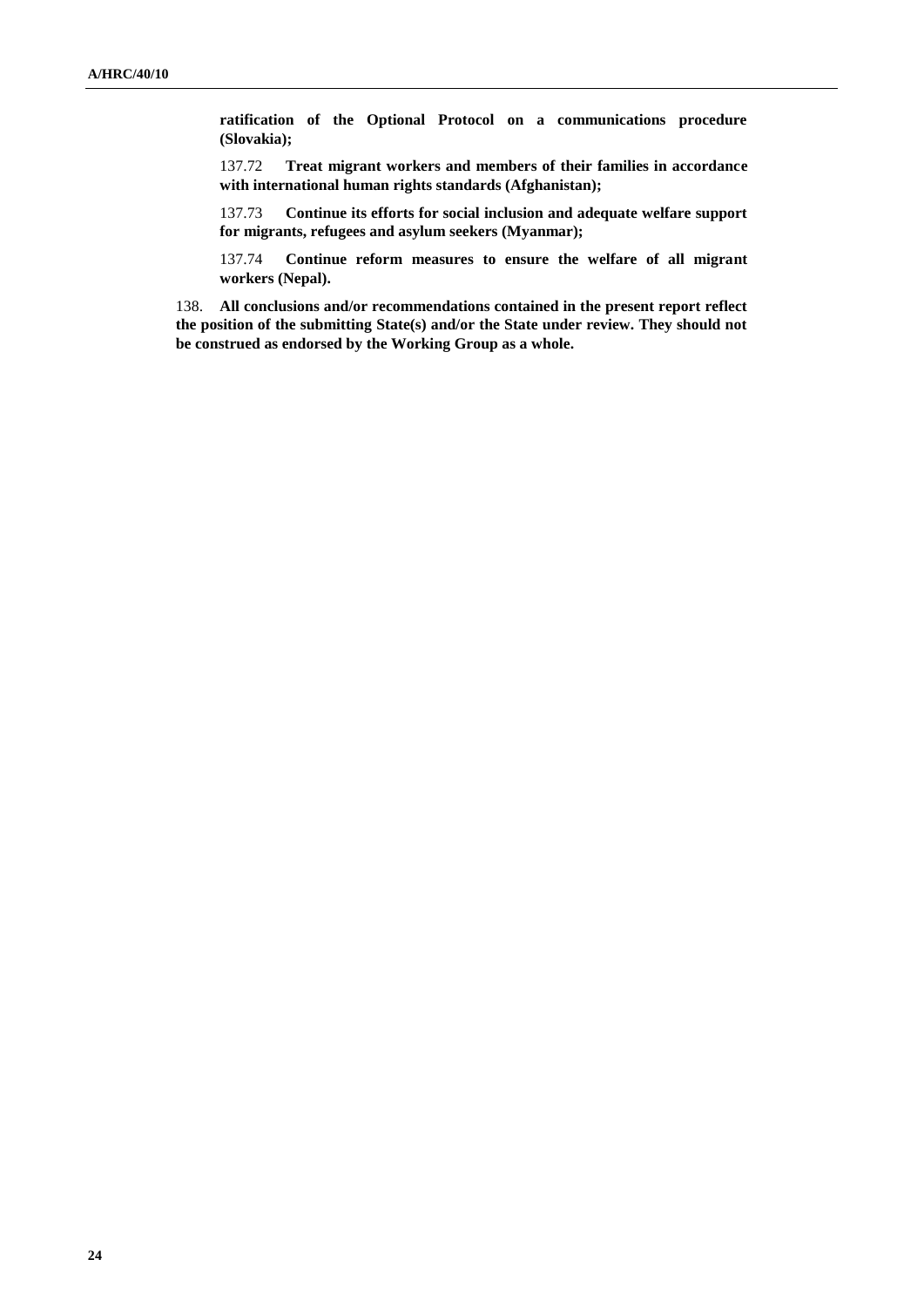**ratification of the Optional Protocol on a communications procedure (Slovakia);**

137.72 **Treat migrant workers and members of their families in accordance with international human rights standards (Afghanistan);**

137.73 **Continue its efforts for social inclusion and adequate welfare support for migrants, refugees and asylum seekers (Myanmar);**

137.74 **Continue reform measures to ensure the welfare of all migrant workers (Nepal).**

138. **All conclusions and/or recommendations contained in the present report reflect the position of the submitting State(s) and/or the State under review. They should not be construed as endorsed by the Working Group as a whole.**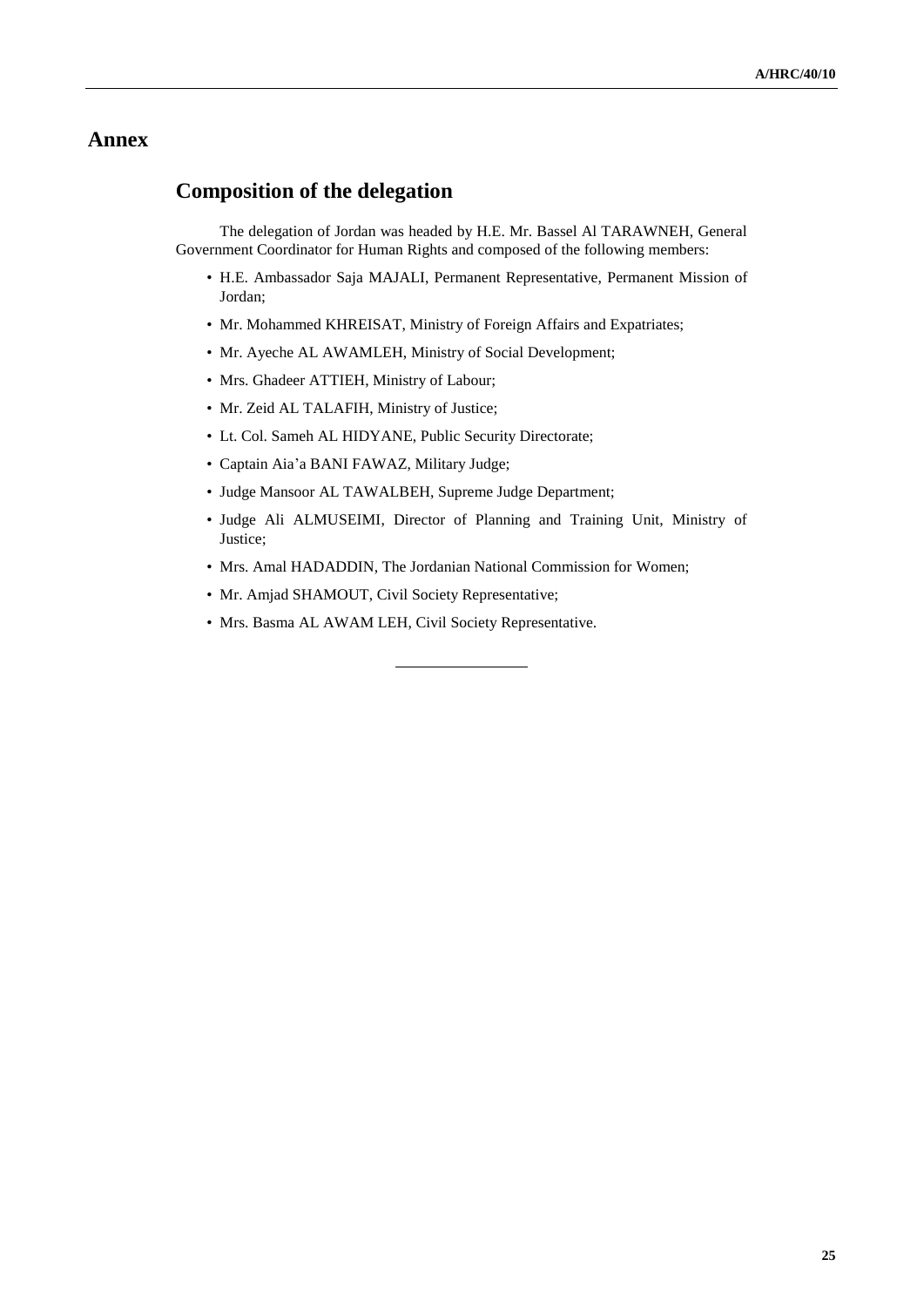# Annex

## Composition of the delegation

The delegation of Jordan was headed by H.E. Mr. Bassel Al TARAWNEH, General Government Coordinator for Human Rights and composed of the following members:

- H.E. Ambassador Saja MAJALI, Permanent Representative, Permanent Mission of Jordan;
- Mr. Mohammed KHREISAT, Ministry of Foreign Affairs and Expatriates;
- Mr. Ayeche AL AWAMLEH, Ministry of Social Development;
- Mrs. Ghadeer ATTIEH, Ministry of Labour;
- Mr. Zeid AL TALAFIH, Ministry of Justice;
- Lt. Col. Sameh AL HIDYANE, Public Security Directorate;
- Captain Aia'a BANI FAWAZ, Military Judge;
- Judge Mansoor AL TAWALBEH, Supreme Judge Department;
- Judge Ali ALMUSEIMI, Director of Planning and Training Unit, Ministry of Justice;
- Mrs. Amal HADADDIN, The Jordanian National Commission for Women;
- Mr. Amjad SHAMOUT, Civil Society Representative;
- Mrs. Basma AL AWAM LEH, Civil Society Representative.